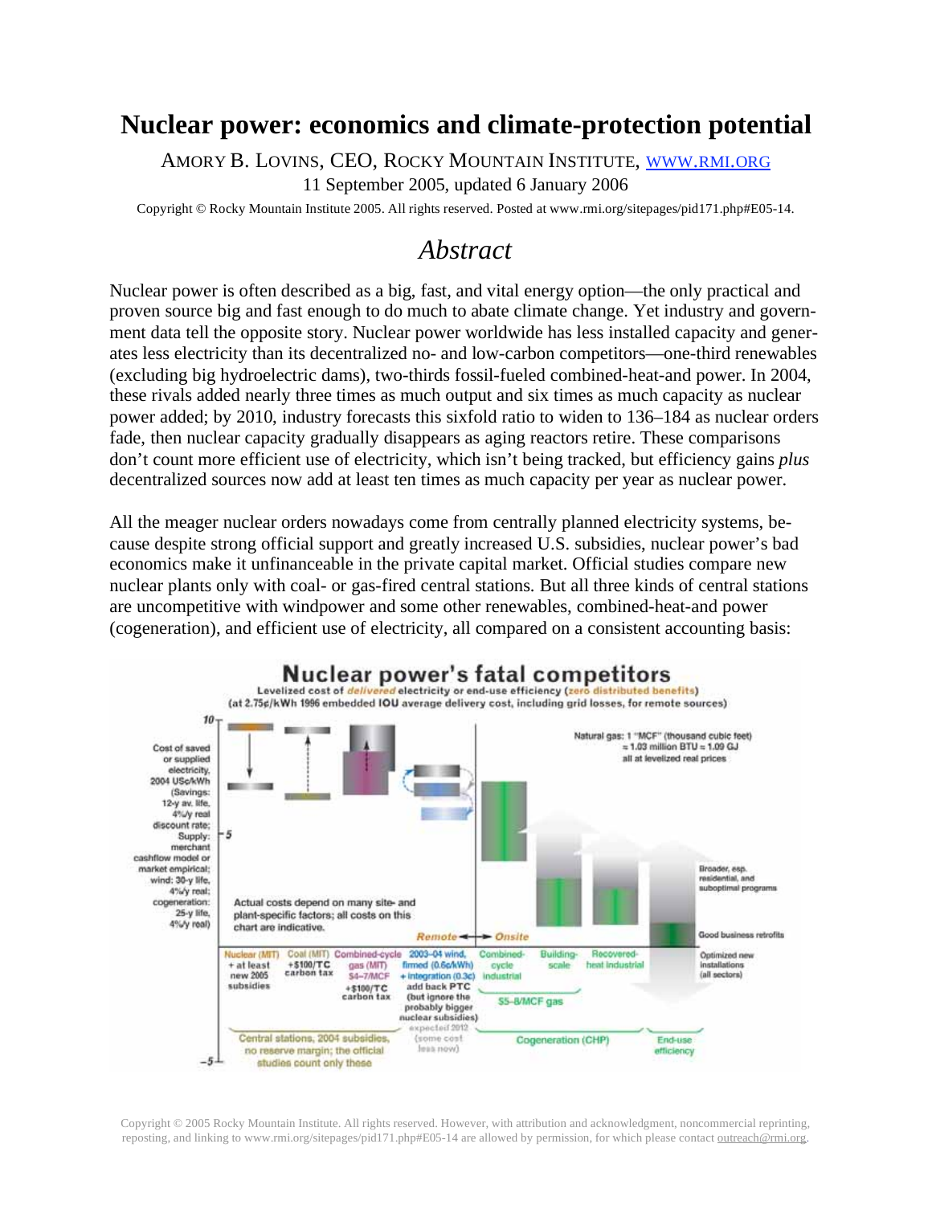# Nuclear power: economics and climate-protection potential

AMORY B. LOVINS, CEO, ROCKY MOUNTAIN INSTITUTE, [WWW.RMI.ORG](http://www.rmi.org)

11 September 2005, updated 6 January 2006

Copyright © Rocky Mountain Institute 2005. All rights reserved. Posted at www.rmi.org/sitepages/pid171.php#E05-14.

## *Abstract*

Nuclear power is often described as a big, fast, and vital energy option—the only practical and proven source big and fast enough to do much to abate climate change. Yet industry and government data tell the opposite story. Nuclear power worldwide has less installed capacity and generates less electricity than its decentralized no- and low-carbon competitors—one-third renewables (excluding big hydroelectric dams), two-thirds fossil-fueled combined-heat-and power. In 2004, these rivals added nearly three times as much output and six times as much capacity as nuclear power added; by 2010, industry forecasts this sixfold ratio to widen to 136–184 as nuclear orders fade, then nuclear capacity gradually disappears as aging reactors retire. These comparisons don't count more efficient use of electricity, which isn't being tracked, but efficiency gains *plus* decentralized sources now add at least ten times as much capacity per year as nuclear power.

All the meager nuclear orders nowadays come from centrally planned electricity systems, because despite strong official support and greatly increased U.S. subsidies, nuclear power's bad economics make it unfinanceable in the private capital market. Official studies compare new nuclear plants only with coal- or gas-fired central stations. But all three kinds of central stations are uncompetitive with windpower and some other renewables, combined-heat-and power (cogeneration), and efficient use of electricity, all compared on a consistent accounting basis:

**Nuclear power's fatal competitors**

Levelized cost of *delivered* electricity or end-use efficiency (zero distributed benefits)
(at 2.75¢/kWh 1996 embedded IOU average delivery cost, including grid losses, for remote sources)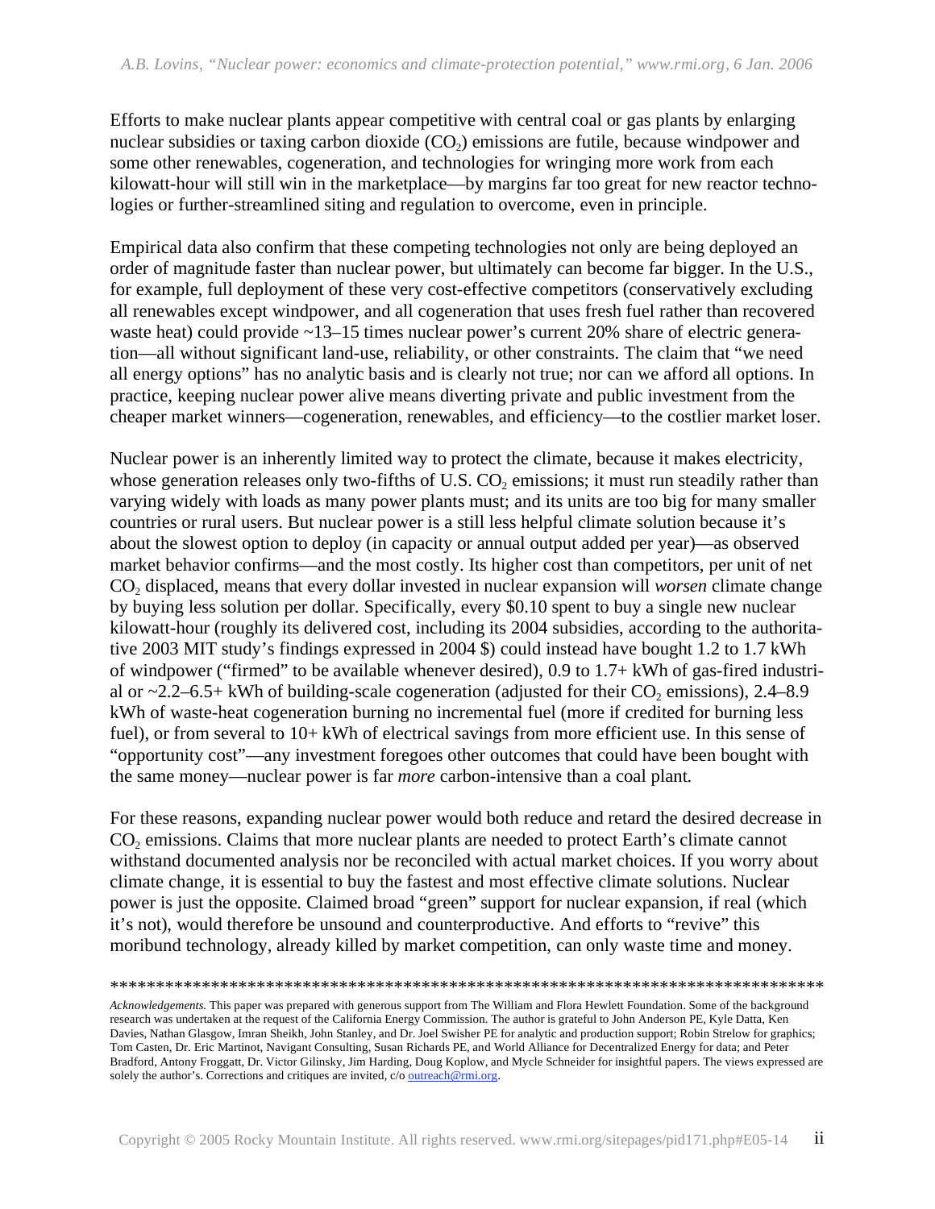Efforts to make nuclear plants appear competitive with central coal or gas plants by enlarging nuclear subsidies or taxing carbon dioxide ($CO_2$) emissions are futile, because windpower and some other renewables, cogeneration, and technologies for wringing more work from each kilowatt-hour will still win in the marketplace—by margins far too great for new reactor technologies or further-streamlined siting and regulation to overcome, even in principle.

Empirical data also confirm that these competing technologies not only are being deployed an order of magnitude faster than nuclear power, but ultimately can become far bigger. In the U.S., for example, full deployment of these very cost-effective competitors (conservatively excluding all renewables except windpower, and all cogeneration that uses fresh fuel rather than recovered waste heat) could provide ~13–15 times nuclear power's current 20% share of electric generation—all without significant land-use, reliability, or other constraints. The claim that "we need all energy options" has no analytic basis and is clearly not true; nor can we afford all options. In practice, keeping nuclear power alive means diverting private and public investment from the cheaper market winners—cogeneration, renewables, and efficiency—to the costlier market loser.

Nuclear power is an inherently limited way to protect the climate, because it makes electricity, whose generation releases only two-fifths of U.S. $CO_2$ emissions; it must run steadily rather than varying widely with loads as many power plants must; and its units are too big for many smaller countries or rural users. But nuclear power is a still less helpful climate solution because it's about the slowest option to deploy (in capacity or annual output added per year)—as observed market behavior confirms—and the most costly. Its higher cost than competitors, per unit of net $CO_2$ displaced, means that every dollar invested in nuclear expansion will *worsen* climate change by buying less solution per dollar. Specifically, every $0.10 spent to buy a single new nuclear kilowatt-hour (roughly its delivered cost, including its 2004 subsidies, according to the authoritative 2003 MIT study's findings expressed in 2004 $) could instead have bought 1.2 to 1.7 kWh of windpower ("firmed" to be available whenever desired), 0.9 to 1.7+ kWh of gas-fired industrial or ~2.2–6.5+ kWh of building-scale cogeneration (adjusted for their $CO_2$ emissions), 2.4–8.9 kWh of waste-heat cogeneration burning no incremental fuel (more if credited for burning less fuel), or from several to 10+ kWh of electrical savings from more efficient use. In this sense of "opportunity cost"—any investment foregoes other outcomes that could have been bought with the same money—nuclear power is far *more* carbon-intensive than a coal plant.

For these reasons, expanding nuclear power would both reduce and retard the desired decrease in $CO_2$ emissions. Claims that more nuclear plants are needed to protect Earth's climate cannot withstand documented analysis nor be reconciled with actual market choices. If you worry about climate change, it is essential to buy the fastest and most effective climate solutions. Nuclear power is just the opposite. Claimed broad "green" support for nuclear expansion, if real (which it's not), would therefore be unsound and counterproductive. And efforts to "revive" this moribund technology, already killed by market competition, can only waste time and money.

*****************************************************************************

*Acknowledgements.* This paper was prepared with generous support from The William and Flora Hewlett Foundation. Some of the background research was undertaken at the request of the California Energy Commission. The author is grateful to John Anderson PE, Kyle Datta, Ken Davies, Nathan Glasgow, Imran Sheikh, John Stanley, and Dr. Joel Swisher PE for analytic and production support; Robin Strelow for graphics; Tom Casten, Dr. Eric Martinot, Navigant Consulting, Susan Richards PE, and World Alliance for Decentralized Energy for data; and Peter Bradford, Antony Froggatt, Dr. Victor Gilinsky, Jim Harding, Doug Koplow, and Mycle Schneider for insightful papers. The views expressed are solely the author's. Corrections and critiques are invited, c/o outreach@rmi.org.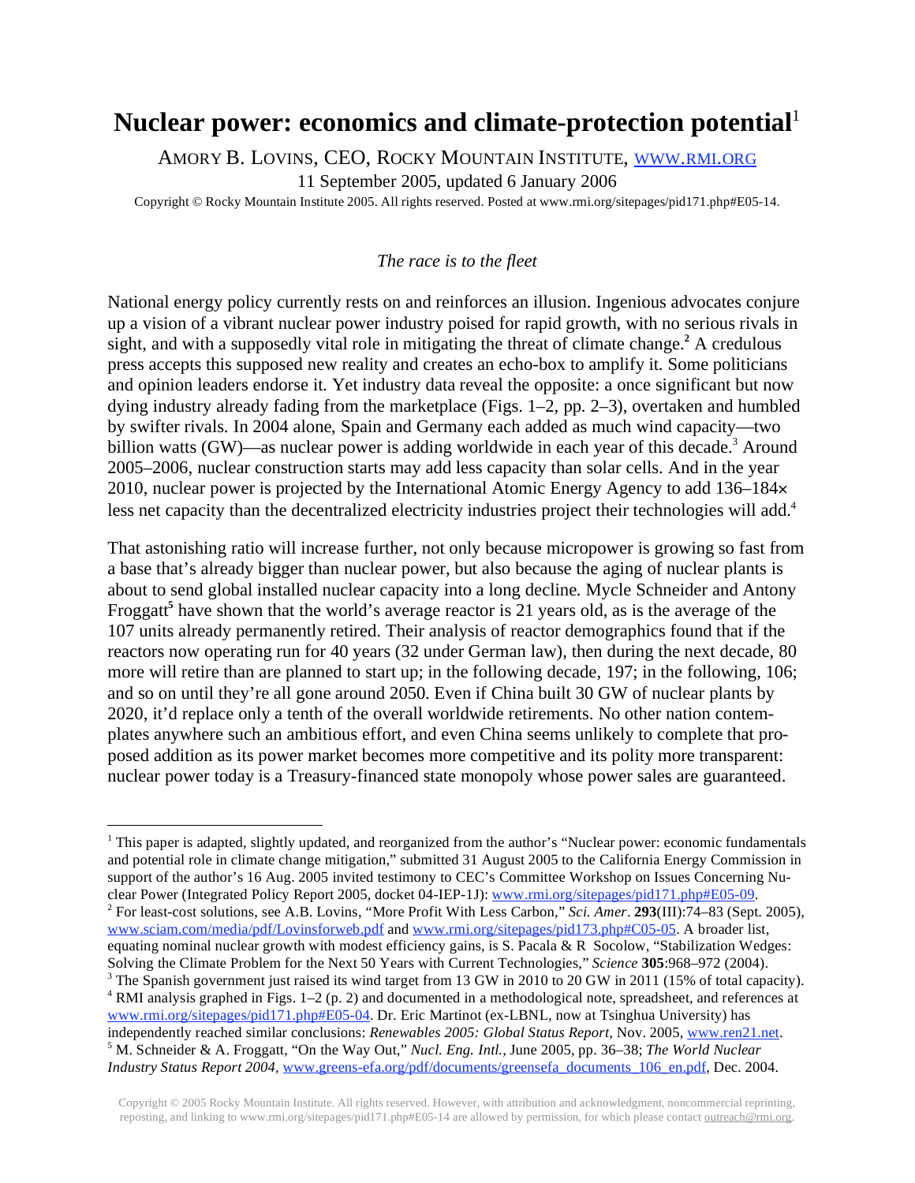# Nuclear power: economics and climate-protection potential[1]

AMORY B. LOVINS, CEO, ROCKY MOUNTAIN INSTITUTE, WWW.RMI.ORG

11 September 2005, updated 6 January 2006

Copyright © Rocky Mountain Institute 2005. All rights reserved. Posted at www.rmi.org/sitepages/pid171.php#E05-14.

*The race is to the fleet*

National energy policy currently rests on and reinforces an illusion. Ingenious advocates conjure up a vision of a vibrant nuclear power industry poised for rapid growth, with no serious rivals in sight, and with a supposedly vital role in mitigating the threat of climate change.[2] A credulous press accepts this supposed new reality and creates an echo-box to amplify it. Some politicians and opinion leaders endorse it. Yet industry data reveal the opposite: a once significant but now dying industry already fading from the marketplace (Figs. 1–2, pp. 2–3), overtaken and humbled by swifter rivals. In 2004 alone, Spain and Germany each added as much wind capacity—two billion watts (GW)—as nuclear power is adding worldwide in each year of this decade.[3] Around 2005–2006, nuclear construction starts may add less capacity than solar cells. And in the year 2010, nuclear power is projected by the International Atomic Energy Agency to add 136–184× less net capacity than the decentralized electricity industries project their technologies will add.[4]

That astonishing ratio will increase further, not only because micropower is growing so fast from a base that's already bigger than nuclear power, but also because the aging of nuclear plants is about to send global installed nuclear capacity into a long decline. Mycle Schneider and Antony Froggatt[5] have shown that the world's average reactor is 21 years old, as is the average of the 107 units already permanently retired. Their analysis of reactor demographics found that if the reactors now operating run for 40 years (32 under German law), then during the next decade, 80 more will retire than are planned to start up; in the following decade, 197; in the following, 106; and so on until they're all gone around 2050. Even if China built 30 GW of nuclear plants by 2020, it'd replace only a tenth of the overall worldwide retirements. No other nation contemplates anywhere such an ambitious effort, and even China seems unlikely to complete that proposed addition as its power market becomes more competitive and its polity more transparent: nuclear power today is a Treasury-financed state monopoly whose power sales are guaranteed.

---

[1] This paper is adapted, slightly updated, and reorganized from the author's "Nuclear power: economic fundamentals and potential role in climate change mitigation," submitted 31 August 2005 to the California Energy Commission in support of the author's 16 Aug. 2005 invited testimony to CEC's Committee Workshop on Issues Concerning Nuclear Power (Integrated Policy Report 2005, docket 04-IEP-1J): www.rmi.org/sitepages/pid171.php#E05-09.

[2] For least-cost solutions, see A.B. Lovins, "More Profit With Less Carbon," *Sci. Amer*. **293**(III):74–83 (Sept. 2005), www.sciam.com/media/pdf/Lovinsforweb.pdf and www.rmi.org/sitepages/pid173.php#C05-05. A broader list, equating nominal nuclear growth with modest efficiency gains, is S. Pacala & R Socolow, "Stabilization Wedges: Solving the Climate Problem for the Next 50 Years with Current Technologies," *Science* **305**:968–972 (2004).

[3] The Spanish government just raised its wind target from 13 GW in 2010 to 20 GW in 2011 (15% of total capacity).

[4] RMI analysis graphed in Figs. 1–2 (p. 2) and documented in a methodological note, spreadsheet, and references at www.rmi.org/sitepages/pid171.php#E05-04. Dr. Eric Martinot (ex-LBNL, now at Tsinghua University) has independently reached similar conclusions: *Renewables 2005: Global Status Report*, Nov. 2005, www.ren21.net.

[5] M. Schneider & A. Froggatt, "On the Way Out," *Nucl. Eng. Intl.*, June 2005, pp. 36–38; *The World Nuclear Industry Status Report 2004*, www.greens-efa.org/pdf/documents/greensefa_documents_106_en.pdf, Dec. 2004.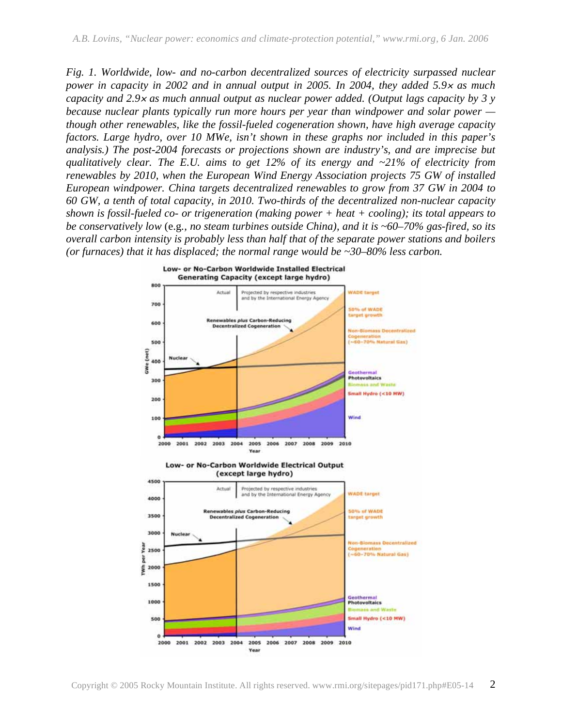*Fig. 1. Worldwide, low- and no-carbon decentralized sources of electricity surpassed nuclear power in capacity in 2002 and in annual output in 2005. In 2004, they added 5.9× as much capacity and 2.9× as much annual output as nuclear power added. (Output lags capacity by 3 y because nuclear plants typically run more hours per year than windpower and solar power — though other renewables, like the fossil-fueled cogeneration shown, have high average capacity factors. Large hydro, over 10 MWe, isn't shown in these graphs nor included in this paper's analysis.) The post-2004 forecasts or projections shown are industry's, and are imprecise but qualitatively clear. The E.U. aims to get 12% of its energy and ~21% of electricity from renewables by 2010, when the European Wind Energy Association projects 75 GW of installed European windpower. China targets decentralized renewables to grow from 37 GW in 2004 to 60 GW, a tenth of total capacity, in 2010. Two-thirds of the decentralized non-nuclear capacity shown is fossil-fueled co- or trigeneration (making power + heat + cooling); its total appears to be conservatively low* (e.g.*, no steam turbines outside China), and it is ~60–70% gas-fired, so its overall carbon intensity is probably less than half that of the separate power stations and boilers (or furnaces) that it has displaced; the normal range would be ~30–80% less carbon.*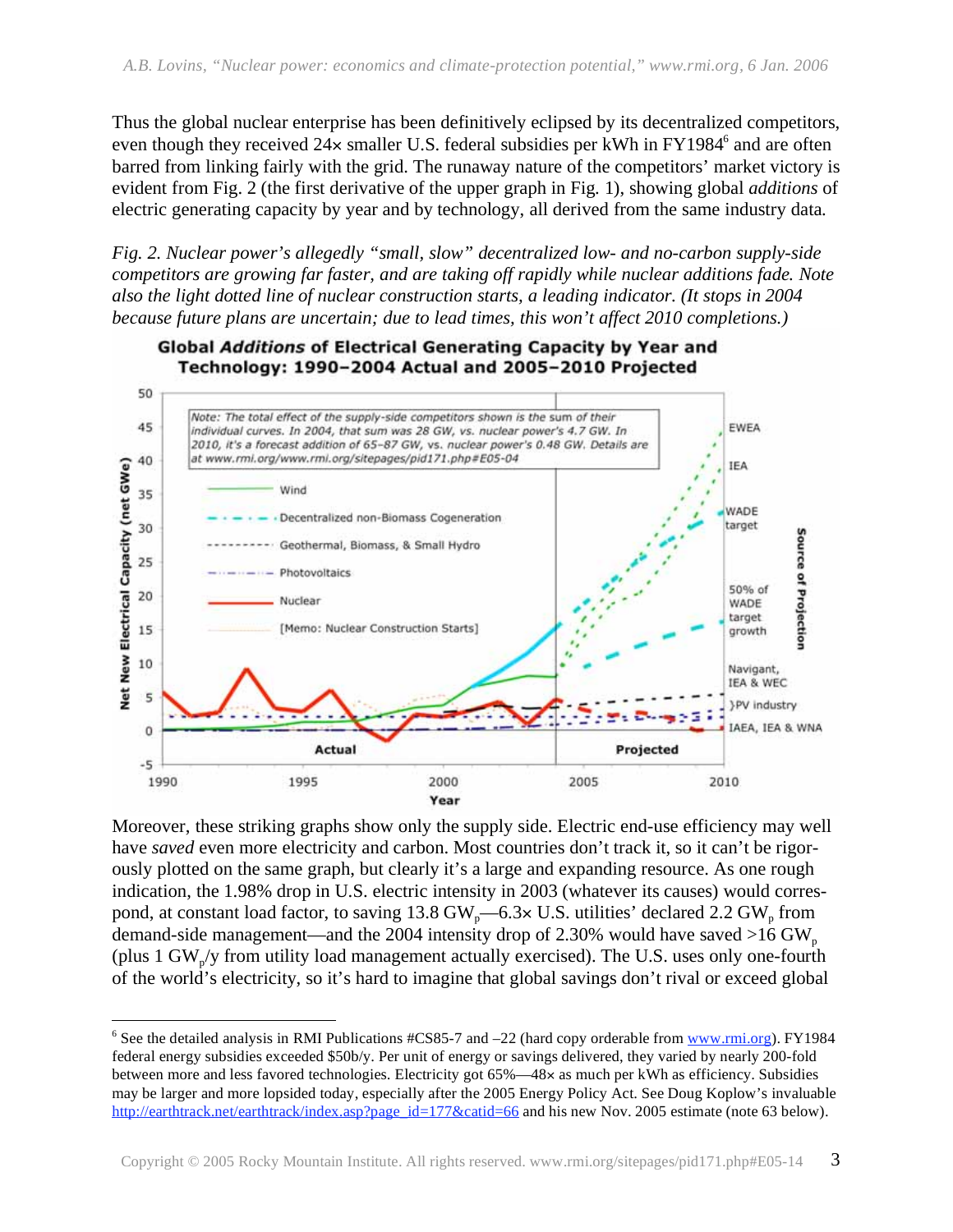Thus the global nuclear enterprise has been definitively eclipsed by its decentralized competitors, even though they received 24× smaller U.S. federal subsidies per kWh in FY1984[6] and are often barred from linking fairly with the grid. The runaway nature of the competitors' market victory is evident from Fig. 2 (the first derivative of the upper graph in Fig. 1), showing global *additions* of electric generating capacity by year and by technology, all derived from the same industry data.

*Fig. 2. Nuclear power's allegedly "small, slow" decentralized low- and no-carbon supply-side competitors are growing far faster, and are taking off rapidly while nuclear additions fade. Note also the light dotted line of nuclear construction starts, a leading indicator. (It stops in 2004 because future plans are uncertain; due to lead times, this won't affect 2010 completions.)*

Moreover, these striking graphs show only the supply side. Electric end-use efficiency may well have *saved* even more electricity and carbon. Most countries don't track it, so it can't be rigorously plotted on the same graph, but clearly it's a large and expanding resource. As one rough indication, the 1.98% drop in U.S. electric intensity in 2003 (whatever its causes) would correspond, at constant load factor, to saving 13.8 $GW_p$—6.3× U.S. utilities' declared 2.2 $GW_p$ from demand-side management—and the 2004 intensity drop of 2.30% would have saved >16 $GW_p$ (plus 1 $GW_p$/y from utility load management actually exercised). The U.S. uses only one-fourth of the world's electricity, so it's hard to imagine that global savings don't rival or exceed global

---

[6] See the detailed analysis in RMI Publications #CS85-7 and –22 (hard copy orderable from www.rmi.org). FY1984 federal energy subsidies exceeded $50b/y. Per unit of energy or savings delivered, they varied by nearly 200-fold between more and less favored technologies. Electricity got 65%—48× as much per kWh as efficiency. Subsidies may be larger and more lopsided today, especially after the 2005 Energy Policy Act. See Doug Koplow's invaluable http://earthtrack.net/earthtrack/index.asp?page_id=177&catid=66 and his new Nov. 2005 estimate (note 63 below).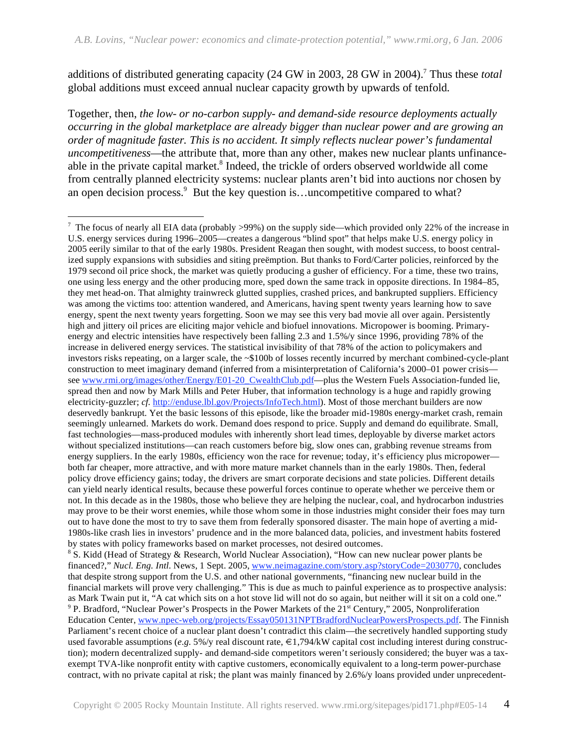additions of distributed generating capacity (24 GW in 2003, 28 GW in 2004).[7] Thus these *total* global additions must exceed annual nuclear capacity growth by upwards of tenfold.

Together, then, *the low- or no-carbon supply- and demand-side resource deployments actually occurring in the global marketplace are already bigger than nuclear power and are growing an order of magnitude faster. This is no accident. It simply reflects nuclear power's fundamental uncompetitiveness*—the attribute that, more than any other, makes new nuclear plants unfinanceable in the private capital market.[8] Indeed, the trickle of orders observed worldwide all come from centrally planned electricity systems: nuclear plants aren't bid into auctions nor chosen by an open decision process.[9] But the key question is…uncompetitive compared to what?

---

[7] The focus of nearly all EIA data (probably >99%) on the supply side—which provided only 22% of the increase in U.S. energy services during 1996–2005—creates a dangerous "blind spot" that helps make U.S. energy policy in 2005 eerily similar to that of the early 1980s. President Reagan then sought, with modest success, to boost centralized supply expansions with subsidies and siting preëmption. But thanks to Ford/Carter policies, reinforced by the 1979 second oil price shock, the market was quietly producing a gusher of efficiency. For a time, these two trains, one using less energy and the other producing more, sped down the same track in opposite directions. In 1984–85, they met head-on. That almighty trainwreck glutted supplies, crashed prices, and bankrupted suppliers. Efficiency was among the victims too: attention wandered, and Americans, having spent twenty years learning how to save energy, spent the next twenty years forgetting. Soon we may see this very bad movie all over again. Persistently high and jittery oil prices are eliciting major vehicle and biofuel innovations. Micropower is booming. Primary-energy and electric intensities have respectively been falling 2.3 and 1.5%/y since 1996, providing 78% of the increase in delivered energy services. The statistical invisibility of that 78% of the action to policymakers and investors risks repeating, on a larger scale, the ~$100b of losses recently incurred by merchant combined-cycle-plant construction to meet imaginary demand (inferred from a misinterpretation of California's 2000–01 power crisis—see www.rmi.org/images/other/Energy/E01-20_CwealthClub.pdf—plus the Western Fuels Association-funded lie, spread then and now by Mark Mills and Peter Huber, that information technology is a huge and rapidly growing electricity-guzzler; *cf.* http://enduse.lbl.gov/Projects/InfoTech.html). Most of those merchant builders are now deservedly bankrupt. Yet the basic lessons of this episode, like the broader mid-1980s energy-market crash, remain seemingly unlearned. Markets do work. Demand does respond to price. Supply and demand do equilibrate. Small, fast technologies—mass-produced modules with inherently short lead times, deployable by diverse market actors without specialized institutions—can reach customers before big, slow ones can, grabbing revenue streams from energy suppliers. In the early 1980s, efficiency won the race for revenue; today, it's efficiency plus micropower—both far cheaper, more attractive, and with more mature market channels than in the early 1980s. Then, federal policy drove efficiency gains; today, the drivers are smart corporate decisions and state policies. Different details can yield nearly identical results, because these powerful forces continue to operate whether we perceive them or not. In this decade as in the 1980s, those who believe they are helping the nuclear, coal, and hydrocarbon industries may prove to be their worst enemies, while those whom some in those industries might consider their foes may turn out to have done the most to try to save them from federally sponsored disaster. The main hope of averting a mid-1980s-like crash lies in investors' prudence and in the more balanced data, policies, and investment habits fostered by states with policy frameworks based on market processes, not desired outcomes.

[8] S. Kidd (Head of Strategy & Research, World Nuclear Association), "How can new nuclear power plants be financed?," *Nucl. Eng. Intl.* News, 1 Sept. 2005, www.neimagazine.com/story.asp?storyCode=2030770, concludes that despite strong support from the U.S. and other national governments, "financing new nuclear build in the financial markets will prove very challenging." This is due as much to painful experience as to prospective analysis: as Mark Twain put it, "A cat which sits on a hot stove lid will not do so again, but neither will it sit on a cold one."

[9] P. Bradford, "Nuclear Power's Prospects in the Power Markets of the 21st Century," 2005, Nonproliferation Education Center, www.npec-web.org/projects/Essay050131NPTBradfordNuclearPowersProspects.pdf. The Finnish Parliament's recent choice of a nuclear plant doesn't contradict this claim—the secretively handled supporting study used favorable assumptions (*e.g.* 5%/y real discount rate, €1,794/kW capital cost including interest during construction); modern decentralized supply- and demand-side competitors weren't seriously considered; the buyer was a tax-exempt TVA-like nonprofit entity with captive customers, economically equivalent to a long-term power-purchase contract, with no private capital at risk; the plant was mainly financed by 2.6%/y loans provided under unprecedent-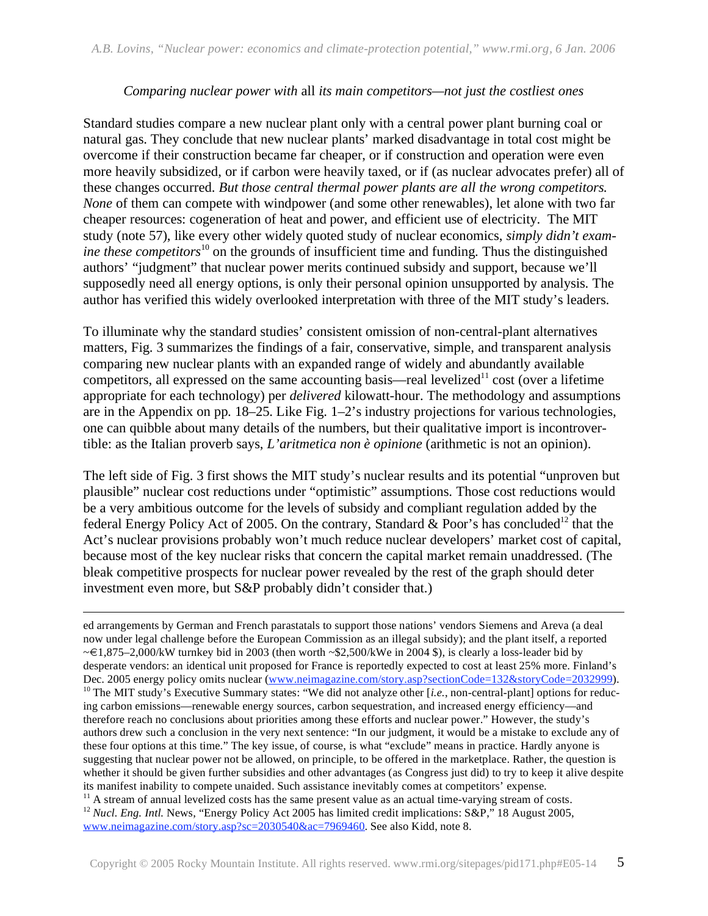*Comparing nuclear power with* all *its main competitors—not just the costliest ones*

Standard studies compare a new nuclear plant only with a central power plant burning coal or natural gas. They conclude that new nuclear plants' marked disadvantage in total cost might be overcome if their construction became far cheaper, or if construction and operation were even more heavily subsidized, or if carbon were heavily taxed, or if (as nuclear advocates prefer) all of these changes occurred. *But those central thermal power plants are all the wrong competitors. None* of them can compete with windpower (and some other renewables), let alone with two far cheaper resources: cogeneration of heat and power, and efficient use of electricity. The MIT study (note 57), like every other widely quoted study of nuclear economics, *simply didn't examine these competitors*[10] on the grounds of insufficient time and funding. Thus the distinguished authors' "judgment" that nuclear power merits continued subsidy and support, because we'll supposedly need all energy options, is only their personal opinion unsupported by analysis. The author has verified this widely overlooked interpretation with three of the MIT study's leaders.

To illuminate why the standard studies' consistent omission of non-central-plant alternatives matters, Fig. 3 summarizes the findings of a fair, conservative, simple, and transparent analysis comparing new nuclear plants with an expanded range of widely and abundantly available competitors, all expressed on the same accounting basis—real levelized[11] cost (over a lifetime appropriate for each technology) per *delivered* kilowatt-hour. The methodology and assumptions are in the Appendix on pp. 18–25. Like Fig. 1–2's industry projections for various technologies, one can quibble about many details of the numbers, but their qualitative import is incontrovertible: as the Italian proverb says, *L'aritmetica non è opinione* (arithmetic is not an opinion).

The left side of Fig. 3 first shows the MIT study's nuclear results and its potential "unproven but plausible" nuclear cost reductions under "optimistic" assumptions. Those cost reductions would be a very ambitious outcome for the levels of subsidy and compliant regulation added by the federal Energy Policy Act of 2005. On the contrary, Standard & Poor's has concluded[12] that the Act's nuclear provisions probably won't much reduce nuclear developers' market cost of capital, because most of the key nuclear risks that concern the capital market remain unaddressed. (The bleak competitive prospects for nuclear power revealed by the rest of the graph should deter investment even more, but S&P probably didn't consider that.)

---

ed arrangements by German and French parastatals to support those nations' vendors Siemens and Areva (a deal now under legal challenge before the European Commission as an illegal subsidy); and the plant itself, a reported ~€1,875–2,000/kW turnkey bid in 2003 (then worth ~$2,500/kWe in 2004 $), is clearly a loss-leader bid by desperate vendors: an identical unit proposed for France is reportedly expected to cost at least 25% more. Finland's Dec. 2005 energy policy omits nuclear (www.neimagazine.com/story.asp?sectionCode=132&storyCode=2032999).

[10] The MIT study's Executive Summary states: "We did not analyze other [*i.e.*, non-central-plant] options for reducing carbon emissions—renewable energy sources, carbon sequestration, and increased energy efficiency—and therefore reach no conclusions about priorities among these efforts and nuclear power." However, the study's authors drew such a conclusion in the very next sentence: "In our judgment, it would be a mistake to exclude any of these four options at this time." The key issue, of course, is what "exclude" means in practice. Hardly anyone is suggesting that nuclear power not be allowed, on principle, to be offered in the marketplace. Rather, the question is whether it should be given further subsidies and other advantages (as Congress just did) to try to keep it alive despite its manifest inability to compete unaided. Such assistance inevitably comes at competitors' expense.

[11] A stream of annual levelized costs has the same present value as an actual time-varying stream of costs.

[12] *Nucl. Eng. Intl.* News, "Energy Policy Act 2005 has limited credit implications: S&P," 18 August 2005, www.neimagazine.com/story.asp?sc=2030540&ac=7969460. See also Kidd, note 8.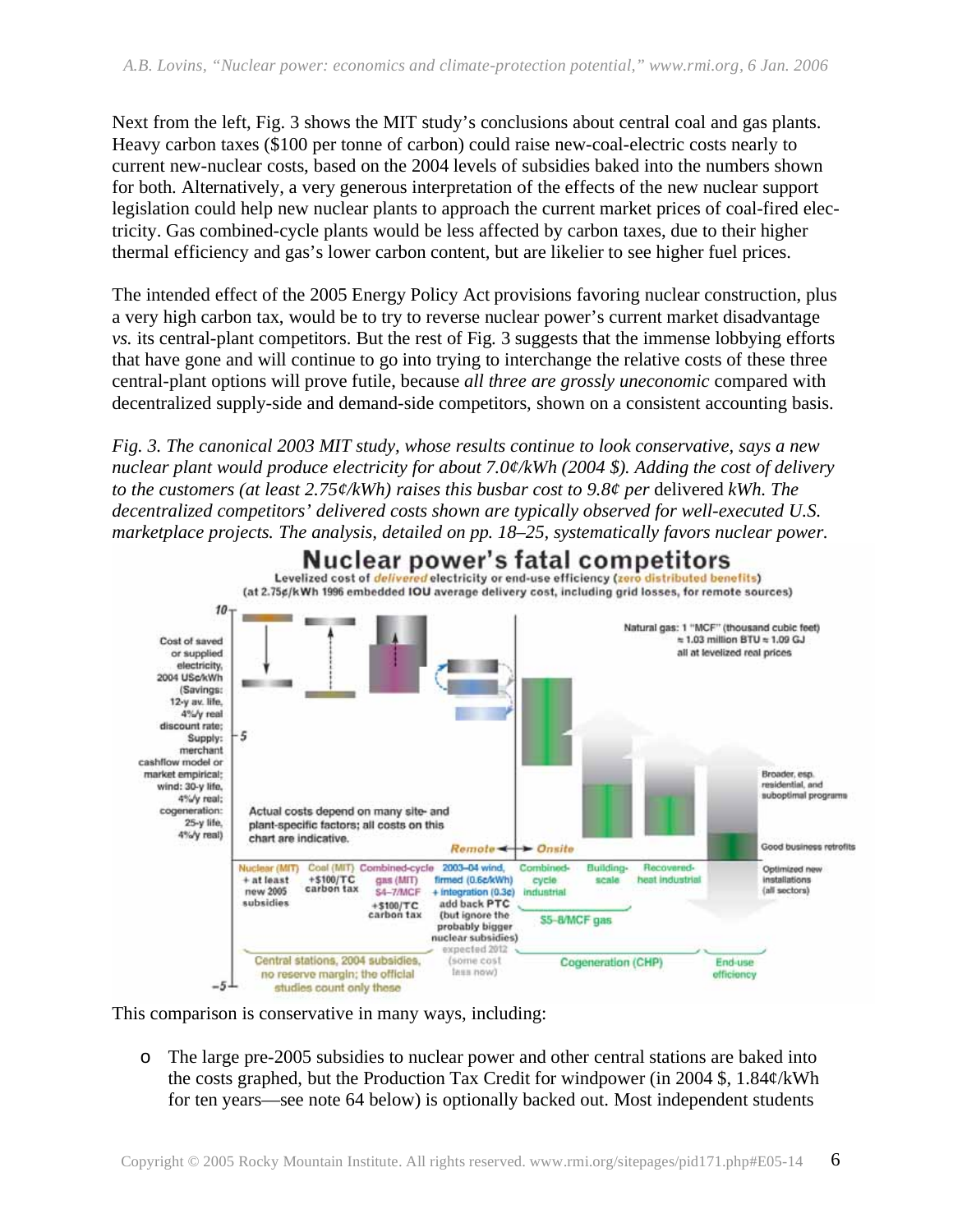Next from the left, Fig. 3 shows the MIT study's conclusions about central coal and gas plants. Heavy carbon taxes ($100 per tonne of carbon) could raise new-coal-electric costs nearly to current new-nuclear costs, based on the 2004 levels of subsidies baked into the numbers shown for both. Alternatively, a very generous interpretation of the effects of the new nuclear support legislation could help new nuclear plants to approach the current market prices of coal-fired electricity. Gas combined-cycle plants would be less affected by carbon taxes, due to their higher thermal efficiency and gas's lower carbon content, but are likelier to see higher fuel prices.

The intended effect of the 2005 Energy Policy Act provisions favoring nuclear construction, plus a very high carbon tax, would be to try to reverse nuclear power's current market disadvantage *vs.* its central-plant competitors. But the rest of Fig. 3 suggests that the immense lobbying efforts that have gone and will continue to go into trying to interchange the relative costs of these three central-plant options will prove futile, because *all three are grossly uneconomic* compared with decentralized supply-side and demand-side competitors, shown on a consistent accounting basis.

*Fig. 3. The canonical 2003 MIT study, whose results continue to look conservative, says a new nuclear plant would produce electricity for about 7.0¢/kWh (2004 $). Adding the cost of delivery to the customers (at least 2.75¢/kWh) raises this busbar cost to 9.8¢ per* delivered *kWh. The decentralized competitors' delivered costs shown are typically observed for well-executed U.S. marketplace projects. The analysis, detailed on pp. 18–25, systematically favors nuclear power.*

This comparison is conservative in many ways, including:

- The large pre-2005 subsidies to nuclear power and other central stations are baked into the costs graphed, but the Production Tax Credit for windpower (in 2004 $, 1.84¢/kWh for ten years—see note 64 below) is optionally backed out. Most independent students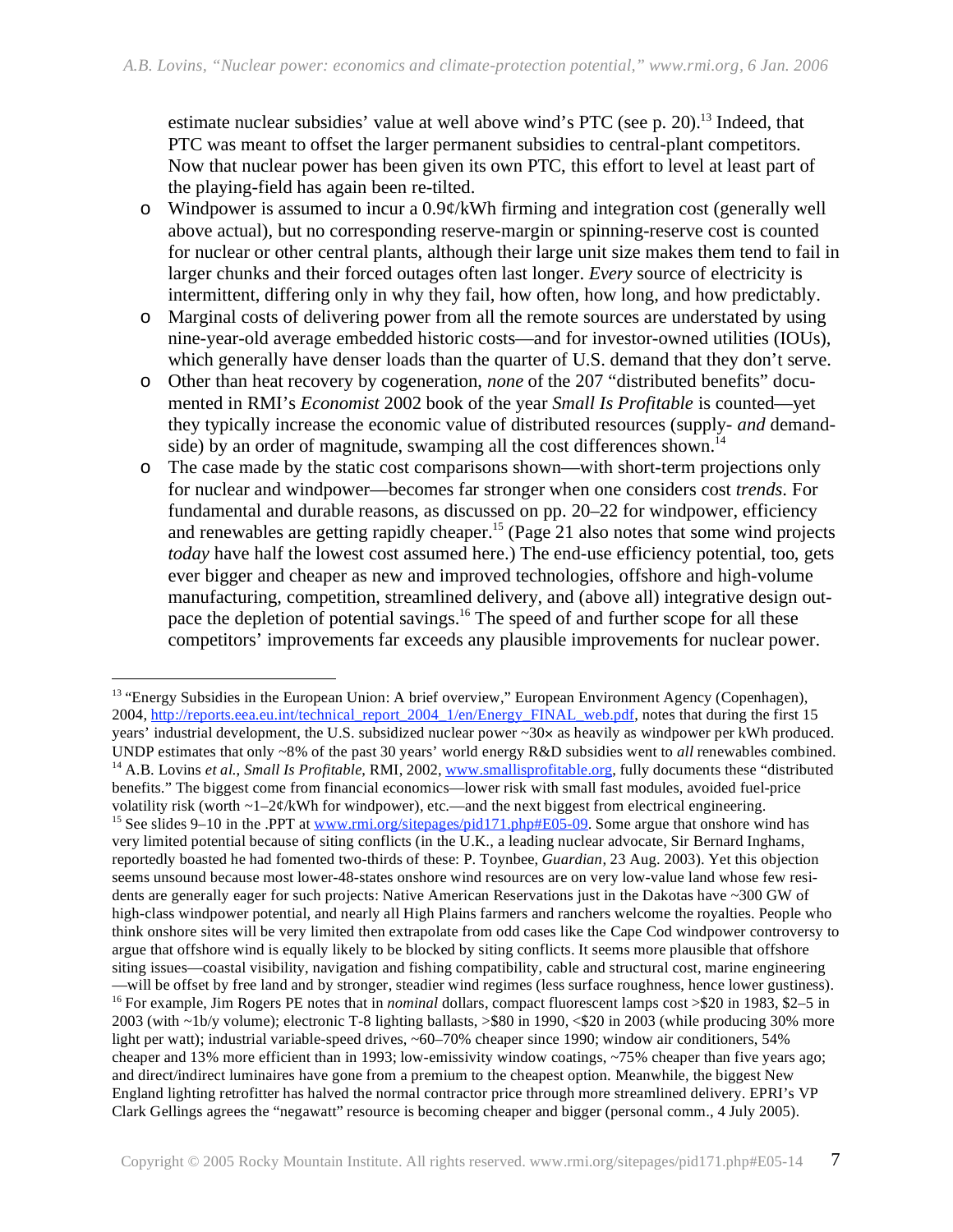estimate nuclear subsidies' value at well above wind's PTC (see p. 20).[13] Indeed, that PTC was meant to offset the larger permanent subsidies to central-plant competitors. Now that nuclear power has been given its own PTC, this effort to level at least part of the playing-field has again been re-tilted.

- Windpower is assumed to incur a 0.9¢/kWh firming and integration cost (generally well above actual), but no corresponding reserve-margin or spinning-reserve cost is counted for nuclear or other central plants, although their large unit size makes them tend to fail in larger chunks and their forced outages often last longer. *Every* source of electricity is intermittent, differing only in why they fail, how often, how long, and how predictably.
- Marginal costs of delivering power from all the remote sources are understated by using nine-year-old average embedded historic costs—and for investor-owned utilities (IOUs), which generally have denser loads than the quarter of U.S. demand that they don't serve.
- Other than heat recovery by cogeneration, *none* of the 207 "distributed benefits" documented in RMI's *Economist* 2002 book of the year *Small Is Profitable* is counted—yet they typically increase the economic value of distributed resources (supply- *and* demand-side) by an order of magnitude, swamping all the cost differences shown.[14]
- The case made by the static cost comparisons shown—with short-term projections only for nuclear and windpower—becomes far stronger when one considers cost *trends*. For fundamental and durable reasons, as discussed on pp. 20–22 for windpower, efficiency and renewables are getting rapidly cheaper.[15] (Page 21 also notes that some wind projects *today* have half the lowest cost assumed here.) The end-use efficiency potential, too, gets ever bigger and cheaper as new and improved technologies, offshore and high-volume manufacturing, competition, streamlined delivery, and (above all) integrative design outpace the depletion of potential savings.[16] The speed of and further scope for all these competitors' improvements far exceeds any plausible improvements for nuclear power.

---

[13] "Energy Subsidies in the European Union: A brief overview," European Environment Agency (Copenhagen), 2004, http://reports.eea.eu.int/technical_report_2004_1/en/Energy_FINAL_web.pdf, notes that during the first 15 years' industrial development, the U.S. subsidized nuclear power ~30× as heavily as windpower per kWh produced. UNDP estimates that only ~8% of the past 30 years' world energy R&D subsidies went to *all* renewables combined.

[14] A.B. Lovins *et al.*, *Small Is Profitable*, RMI, 2002, www.smallisprofitable.org, fully documents these "distributed benefits." The biggest come from financial economics—lower risk with small fast modules, avoided fuel-price volatility risk (worth ~1–2¢/kWh for windpower), etc.—and the next biggest from electrical engineering.

[15] See slides 9–10 in the .PPT at www.rmi.org/sitepages/pid171.php#E05-09. Some argue that onshore wind has very limited potential because of siting conflicts (in the U.K., a leading nuclear advocate, Sir Bernard Inghams, reportedly boasted he had fomented two-thirds of these: P. Toynbee, *Guardian*, 23 Aug. 2003). Yet this objection seems unsound because most lower-48-states onshore wind resources are on very low-value land whose few residents are generally eager for such projects: Native American Reservations just in the Dakotas have ~300 GW of high-class windpower potential, and nearly all High Plains farmers and ranchers welcome the royalties. People who think onshore sites will be very limited then extrapolate from odd cases like the Cape Cod windpower controversy to argue that offshore wind is equally likely to be blocked by siting conflicts. It seems more plausible that offshore siting issues—coastal visibility, navigation and fishing compatibility, cable and structural cost, marine engineering—will be offset by free land and by stronger, steadier wind regimes (less surface roughness, hence lower gustiness).

[16] For example, Jim Rogers PE notes that in *nominal* dollars, compact fluorescent lamps cost >$20 in 1983, $2–5 in 2003 (with ~1b/y volume); electronic T-8 lighting ballasts, >$80 in 1990, <$20 in 2003 (while producing 30% more light per watt); industrial variable-speed drives, ~60–70% cheaper since 1990; window air conditioners, 54% cheaper and 13% more efficient than in 1993; low-emissivity window coatings, ~75% cheaper than five years ago; and direct/indirect luminaires have gone from a premium to the cheapest option. Meanwhile, the biggest New England lighting retrofitter has halved the normal contractor price through more streamlined delivery. EPRI's VP Clark Gellings agrees the "negawatt" resource is becoming cheaper and bigger (personal comm., 4 July 2005).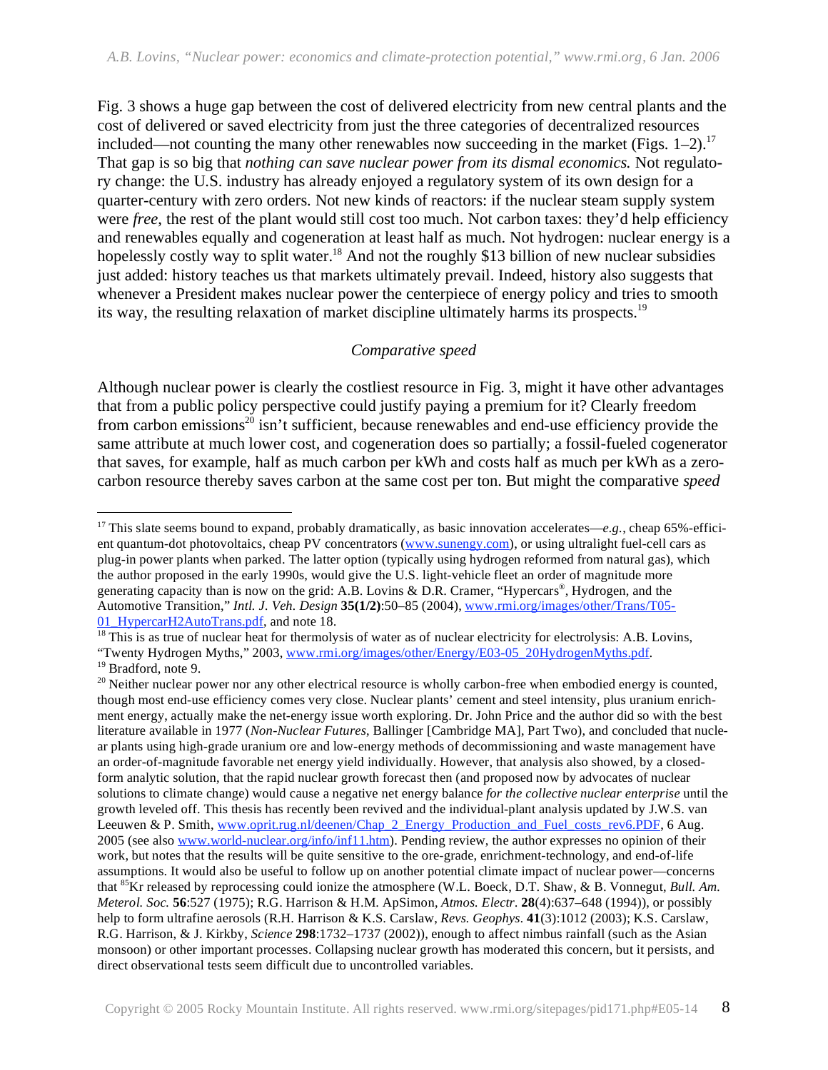Fig. 3 shows a huge gap between the cost of delivered electricity from new central plants and the cost of delivered or saved electricity from just the three categories of decentralized resources included—not counting the many other renewables now succeeding in the market (Figs. 1–2).[17] That gap is so big that *nothing can save nuclear power from its dismal economics.* Not regulatory change: the U.S. industry has already enjoyed a regulatory system of its own design for a quarter-century with zero orders. Not new kinds of reactors: if the nuclear steam supply system were *free*, the rest of the plant would still cost too much. Not carbon taxes: they'd help efficiency and renewables equally and cogeneration at least half as much. Not hydrogen: nuclear energy is a hopelessly costly way to split water.[18] And not the roughly $13 billion of new nuclear subsidies just added: history teaches us that markets ultimately prevail. Indeed, history also suggests that whenever a President makes nuclear power the centerpiece of energy policy and tries to smooth its way, the resulting relaxation of market discipline ultimately harms its prospects.[19]

### *Comparative speed*

Although nuclear power is clearly the costliest resource in Fig. 3, might it have other advantages that from a public policy perspective could justify paying a premium for it? Clearly freedom from carbon emissions[20] isn't sufficient, because renewables and end-use efficiency provide the same attribute at much lower cost, and cogeneration does so partially; a fossil-fueled cogenerator that saves, for example, half as much carbon per kWh and costs half as much per kWh as a zero-carbon resource thereby saves carbon at the same cost per ton. But might the comparative *speed*

---

[17] This slate seems bound to expand, probably dramatically, as basic innovation accelerates—*e.g.*, cheap 65%-efficient quantum-dot photovoltaics, cheap PV concentrators (www.sunengy.com), or using ultralight fuel-cell cars as plug-in power plants when parked. The latter option (typically using hydrogen reformed from natural gas), which the author proposed in the early 1990s, would give the U.S. light-vehicle fleet an order of magnitude more generating capacity than is now on the grid: A.B. Lovins & D.R. Cramer, "Hypercars®, Hydrogen, and the Automotive Transition," *Intl. J. Veh. Design* **35(1/2)**:50–85 (2004), www.rmi.org/images/other/Trans/T05-01_HypercarH2AutoTrans.pdf, and note 18.

[18] This is as true of nuclear heat for thermolysis of water as of nuclear electricity for electrolysis: A.B. Lovins, "Twenty Hydrogen Myths," 2003, www.rmi.org/images/other/Energy/E03-05_20HydrogenMyths.pdf.

[19] Bradford, note 9.

[20] Neither nuclear power nor any other electrical resource is wholly carbon-free when embodied energy is counted, though most end-use efficiency comes very close. Nuclear plants' cement and steel intensity, plus uranium enrichment energy, actually make the net-energy issue worth exploring. Dr. John Price and the author did so with the best literature available in 1977 (*Non-Nuclear Futures*, Ballinger [Cambridge MA], Part Two), and concluded that nuclear plants using high-grade uranium ore and low-energy methods of decommissioning and waste management have an order-of-magnitude favorable net energy yield individually. However, that analysis also showed, by a closed-form analytic solution, that the rapid nuclear growth forecast then (and proposed now by advocates of nuclear solutions to climate change) would cause a negative net energy balance *for the collective nuclear enterprise* until the growth leveled off. This thesis has recently been revived and the individual-plant analysis updated by J.W.S. van Leeuwen & P. Smith, www.oprit.rug.nl/deenen/Chap_2_Energy_Production_and_Fuel_costs_rev6.PDF, 6 Aug. 2005 (see also www.world-nuclear.org/info/inf11.htm). Pending review, the author expresses no opinion of their work, but notes that the results will be quite sensitive to the ore-grade, enrichment-technology, and end-of-life assumptions. It would also be useful to follow up on another potential climate impact of nuclear power—concerns that $^{85}$Kr released by reprocessing could ionize the atmosphere (W.L. Boeck, D.T. Shaw, & B. Vonnegut, *Bull. Am. Meterol. Soc.* **56**:527 (1975); R.G. Harrison & H.M. ApSimon, *Atmos. Electr*. **28**(4):637–648 (1994)), or possibly help to form ultrafine aerosols (R.H. Harrison & K.S. Carslaw, *Revs. Geophys*. **41**(3):1012 (2003); K.S. Carslaw, R.G. Harrison, & J. Kirkby, *Science* **298**:1732–1737 (2002)), enough to affect nimbus rainfall (such as the Asian monsoon) or other important processes. Collapsing nuclear growth has moderated this concern, but it persists, and direct observational tests seem difficult due to uncontrolled variables.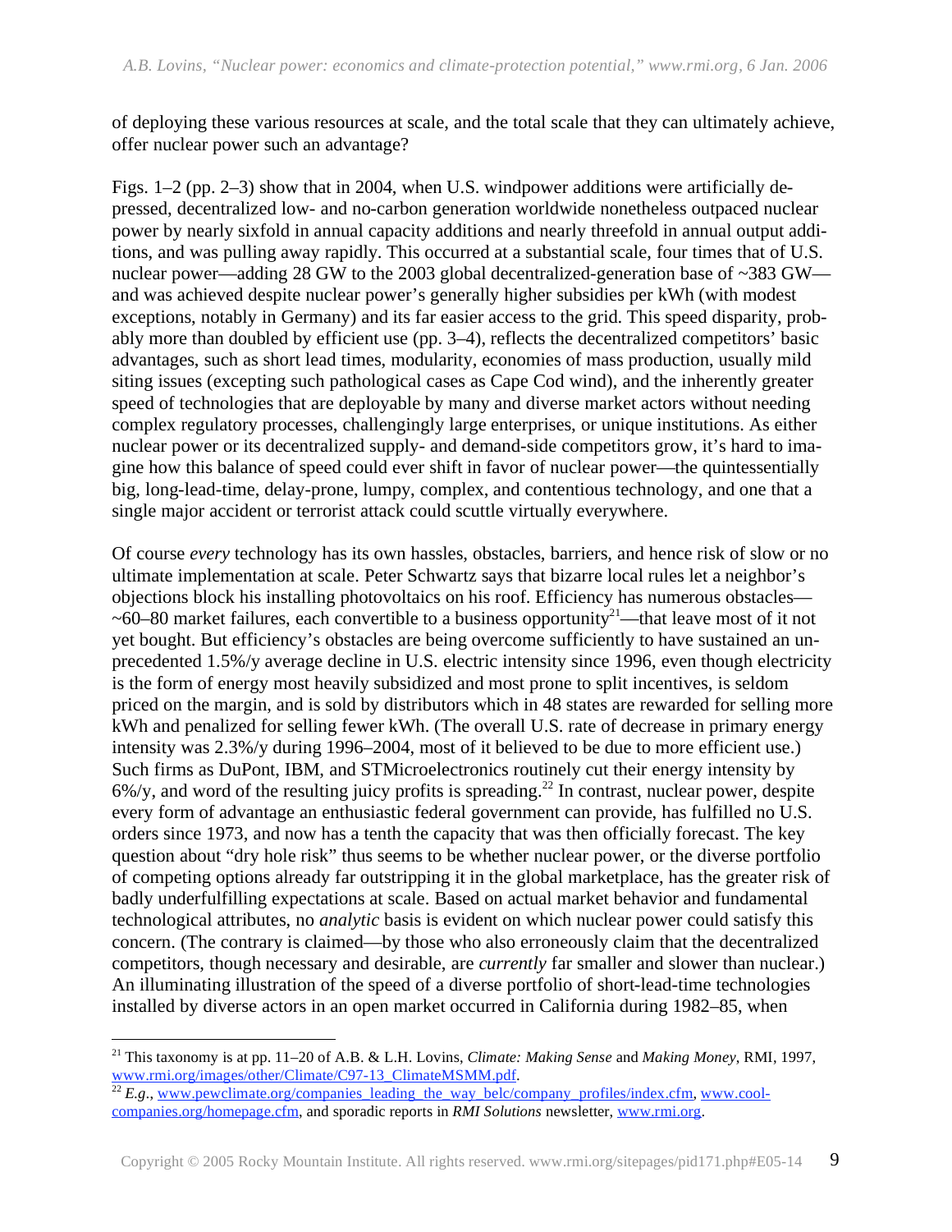of deploying these various resources at scale, and the total scale that they can ultimately achieve, offer nuclear power such an advantage?

Figs. 1–2 (pp. 2–3) show that in 2004, when U.S. windpower additions were artificially depressed, decentralized low- and no-carbon generation worldwide nonetheless outpaced nuclear power by nearly sixfold in annual capacity additions and nearly threefold in annual output additions, and was pulling away rapidly. This occurred at a substantial scale, four times that of U.S. nuclear power—adding 28 GW to the 2003 global decentralized-generation base of ~383 GW—and was achieved despite nuclear power's generally higher subsidies per kWh (with modest exceptions, notably in Germany) and its far easier access to the grid. This speed disparity, probably more than doubled by efficient use (pp. 3–4), reflects the decentralized competitors' basic advantages, such as short lead times, modularity, economies of mass production, usually mild siting issues (excepting such pathological cases as Cape Cod wind), and the inherently greater speed of technologies that are deployable by many and diverse market actors without needing complex regulatory processes, challengingly large enterprises, or unique institutions. As either nuclear power or its decentralized supply- and demand-side competitors grow, it's hard to imagine how this balance of speed could ever shift in favor of nuclear power—the quintessentially big, long-lead-time, delay-prone, lumpy, complex, and contentious technology, and one that a single major accident or terrorist attack could scuttle virtually everywhere.

Of course *every* technology has its own hassles, obstacles, barriers, and hence risk of slow or no ultimate implementation at scale. Peter Schwartz says that bizarre local rules let a neighbor's objections block his installing photovoltaics on his roof. Efficiency has numerous obstacles—~60–80 market failures, each convertible to a business opportunity[21]—that leave most of it not yet bought. But efficiency's obstacles are being overcome sufficiently to have sustained an unprecedented 1.5%/y average decline in U.S. electric intensity since 1996, even though electricity is the form of energy most heavily subsidized and most prone to split incentives, is seldom priced on the margin, and is sold by distributors which in 48 states are rewarded for selling more kWh and penalized for selling fewer kWh. (The overall U.S. rate of decrease in primary energy intensity was 2.3%/y during 1996–2004, most of it believed to be due to more efficient use.) Such firms as DuPont, IBM, and STMicroelectronics routinely cut their energy intensity by 6%/y, and word of the resulting juicy profits is spreading.[22] In contrast, nuclear power, despite every form of advantage an enthusiastic federal government can provide, has fulfilled no U.S. orders since 1973, and now has a tenth the capacity that was then officially forecast. The key question about "dry hole risk" thus seems to be whether nuclear power, or the diverse portfolio of competing options already far outstripping it in the global marketplace, has the greater risk of badly underfulfilling expectations at scale. Based on actual market behavior and fundamental technological attributes, no *analytic* basis is evident on which nuclear power could satisfy this concern. (The contrary is claimed—by those who also erroneously claim that the decentralized competitors, though necessary and desirable, are *currently* far smaller and slower than nuclear.) An illuminating illustration of the speed of a diverse portfolio of short-lead-time technologies installed by diverse actors in an open market occurred in California during 1982–85, when

---

[21] This taxonomy is at pp. 11–20 of A.B. & L.H. Lovins, *Climate: Making Sense* and *Making Money*, RMI, 1997, www.rmi.org/images/other/Climate/C97-13_ClimateMSMM.pdf.

[22] *E.g.*, www.pewclimate.org/companies_leading_the_way_belc/company_profiles/index.cfm, www.cool-companies.org/homepage.cfm, and sporadic reports in *RMI Solutions* newsletter, www.rmi.org.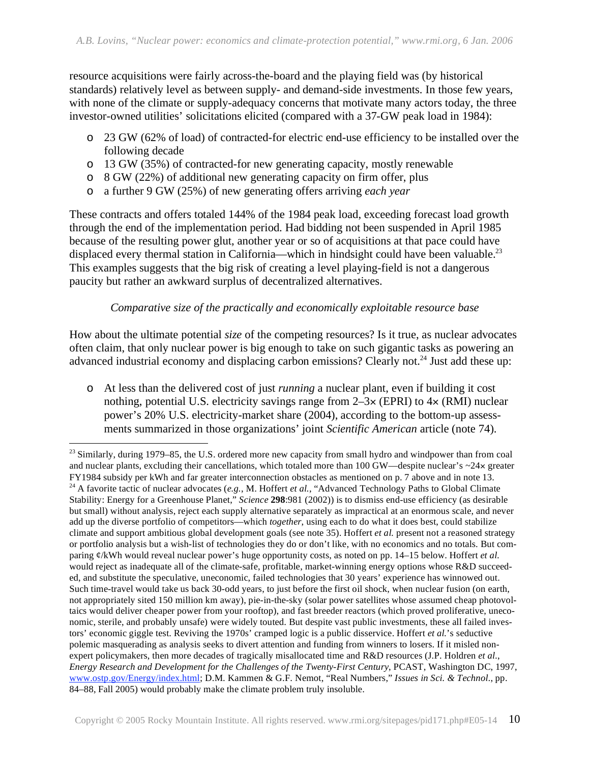resource acquisitions were fairly across-the-board and the playing field was (by historical standards) relatively level as between supply- and demand-side investments. In those few years, with none of the climate or supply-adequacy concerns that motivate many actors today, the three investor-owned utilities' solicitations elicited (compared with a 37-GW peak load in 1984):

- 23 GW (62% of load) of contracted-for electric end-use efficiency to be installed over the following decade
- 13 GW (35%) of contracted-for new generating capacity, mostly renewable
- 8 GW (22%) of additional new generating capacity on firm offer, plus
- a further 9 GW (25%) of new generating offers arriving *each year*

These contracts and offers totaled 144% of the 1984 peak load, exceeding forecast load growth through the end of the implementation period. Had bidding not been suspended in April 1985 because of the resulting power glut, another year or so of acquisitions at that pace could have displaced every thermal station in California—which in hindsight could have been valuable.[23] This examples suggests that the big risk of creating a level playing-field is not a dangerous paucity but rather an awkward surplus of decentralized alternatives.

*Comparative size of the practically and economically exploitable resource base*

How about the ultimate potential *size* of the competing resources? Is it true, as nuclear advocates often claim, that only nuclear power is big enough to take on such gigantic tasks as powering an advanced industrial economy and displacing carbon emissions? Clearly not.[24] Just add these up:

- At less than the delivered cost of just *running* a nuclear plant, even if building it cost nothing, potential U.S. electricity savings range from 2–3× (EPRI) to 4× (RMI) nuclear power's 20% U.S. electricity-market share (2004), according to the bottom-up assessments summarized in those organizations' joint *Scientific American* article (note 74).

---

[23] Similarly, during 1979–85, the U.S. ordered more new capacity from small hydro and windpower than from coal and nuclear plants, excluding their cancellations, which totaled more than 100 GW—despite nuclear's ~24× greater FY1984 subsidy per kWh and far greater interconnection obstacles as mentioned on p. 7 above and in note 13.

[24] A favorite tactic of nuclear advocates (*e.g.*, M. Hoffert *et al.*, "Advanced Technology Paths to Global Climate Stability: Energy for a Greenhouse Planet," *Science* **298**:981 (2002)) is to dismiss end-use efficiency (as desirable but small) without analysis, reject each supply alternative separately as impractical at an enormous scale, and never add up the diverse portfolio of competitors—which *together*, using each to do what it does best, could stabilize climate and support ambitious global development goals (see note 35). Hoffert *et al.* present not a reasoned strategy or portfolio analysis but a wish-list of technologies they do or don't like, with no economics and no totals. But comparing ¢/kWh would reveal nuclear power's huge opportunity costs, as noted on pp. 14–15 below. Hoffert *et al.* would reject as inadequate all of the climate-safe, profitable, market-winning energy options whose R&D succeeded, and substitute the speculative, uneconomic, failed technologies that 30 years' experience has winnowed out. Such time-travel would take us back 30-odd years, to just before the first oil shock, when nuclear fusion (on earth, not appropriately sited 150 million km away), pie-in-the-sky (solar power satellites whose assumed cheap photovoltaics would deliver cheaper power from your rooftop), and fast breeder reactors (which proved proliferative, uneconomic, sterile, and probably unsafe) were widely touted. But despite vast public investments, these all failed investors' economic giggle test. Reviving the 1970s' cramped logic is a public disservice. Hoffert *et al.*'s seductive polemic masquerading as analysis seeks to divert attention and funding from winners to losers. If it misled non-expert policymakers, then more decades of tragically misallocated time and R&D resources (J.P. Holdren *et al.*, *Energy Research and Development for the Challenges of the Twenty-First Century*, PCAST, Washington DC, 1997, www.ostp.gov/Energy/index.html; D.M. Kammen & G.F. Nemot, "Real Numbers," *Issues in Sci. & Technol.*, pp. 84–88, Fall 2005) would probably make the climate problem truly insoluble.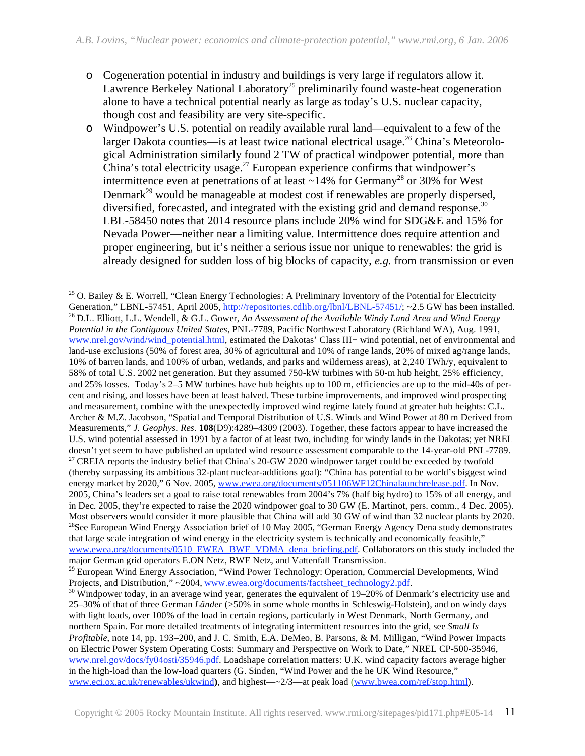- Cogeneration potential in industry and buildings is very large if regulators allow it. Lawrence Berkeley National Laboratory[25] preliminarily found waste-heat cogeneration alone to have a technical potential nearly as large as today's U.S. nuclear capacity, though cost and feasibility are very site-specific.
- Windpower's U.S. potential on readily available rural land—equivalent to a few of the larger Dakota counties—is at least twice national electrical usage.[26] China's Meteorological Administration similarly found 2 TW of practical windpower potential, more than China's total electricity usage.[27] European experience confirms that windpower's intermittence even at penetrations of at least ~14% for Germany[28] or 30% for West Denmark[29] would be manageable at modest cost if renewables are properly dispersed, diversified, forecasted, and integrated with the existing grid and demand response.[30] LBL-58450 notes that 2014 resource plans include 20% wind for SDG&E and 15% for Nevada Power—neither near a limiting value. Intermittence does require attention and proper engineering, but it's neither a serious issue nor unique to renewables: the grid is already designed for sudden loss of big blocks of capacity, *e.g.* from transmission or even

---

[25] O. Bailey & E. Worrell, "Clean Energy Technologies: A Preliminary Inventory of the Potential for Electricity Generation," LBNL-57451, April 2005, http://repositories.cdlib.org/lbnl/LBNL-57451/; ~2.5 GW has been installed.

[26] D.L. Elliott, L.L. Wendell, & G.L. Gower, *An Assessment of the Available Windy Land Area and Wind Energy Potential in the Contiguous United States*, PNL-7789, Pacific Northwest Laboratory (Richland WA), Aug. 1991, www.nrel.gov/wind/wind_potential.html, estimated the Dakotas' Class III+ wind potential, net of environmental and land-use exclusions (50% of forest area, 30% of agricultural and 10% of range lands, 20% of mixed ag/range lands, 10% of barren lands, and 100% of urban, wetlands, and parks and wilderness areas), at 2,240 TWh/y, equivalent to 58% of total U.S. 2002 net generation. But they assumed 750-kW turbines with 50-m hub height, 25% efficiency, and 25% losses. Today's 2–5 MW turbines have hub heights up to 100 m, efficiencies are up to the mid-40s of percent and rising, and losses have been at least halved. These turbine improvements, and improved wind prospecting and measurement, combine with the unexpectedly improved wind regime lately found at greater hub heights: C.L. Archer & M.Z. Jacobson, "Spatial and Temporal Distribution of U.S. Winds and Wind Power at 80 m Derived from Measurements," *J. Geophys. Res.* **108**(D9):4289–4309 (2003). Together, these factors appear to have increased the U.S. wind potential assessed in 1991 by a factor of at least two, including for windy lands in the Dakotas; yet NREL doesn't yet seem to have published an updated wind resource assessment comparable to the 14-year-old PNL-7789.

[27] CREIA reports the industry belief that China's 20-GW 2020 windpower target could be exceeded by twofold (thereby surpassing its ambitious 32-plant nuclear-additions goal): "China has potential to be world's biggest wind energy market by 2020," 6 Nov. 2005, www.ewea.org/documents/051106WF12Chinalaunchrelease.pdf. In Nov. 2005, China's leaders set a goal to raise total renewables from 2004's 7% (half big hydro) to 15% of all energy, and in Dec. 2005, they're expected to raise the 2020 windpower goal to 30 GW (E. Martinot, pers. comm., 4 Dec. 2005). Most observers would consider it more plausible that China will add 30 GW of wind than 32 nuclear plants by 2020.

[28] See European Wind Energy Association brief of 10 May 2005, "German Energy Agency Dena study demonstrates that large scale integration of wind energy in the electricity system is technically and economically feasible," www.ewea.org/documents/0510_EWEA_BWE_VDMA_dena_briefing.pdf. Collaborators on this study included the major German grid operators E.ON Netz, RWE Netz, and Vattenfall Transmission.

[29] European Wind Energy Association, "Wind Power Technology: Operation, Commercial Developments, Wind Projects, and Distribution," ~2004, www.ewea.org/documents/factsheet_technology2.pdf.

[30] Windpower today, in an average wind year, generates the equivalent of 19–20% of Denmark's electricity use and 25–30% of that of three German *Länder* (>50% in some whole months in Schleswig-Holstein), and on windy days with light loads, over 100% of the load in certain regions, particularly in West Denmark, North Germany, and northern Spain. For more detailed treatments of integrating intermittent resources into the grid, see *Small Is Profitable*, note 14, pp. 193–200, and J. C. Smith, E.A. DeMeo, B. Parsons, & M. Milligan, "Wind Power Impacts on Electric Power System Operating Costs: Summary and Perspective on Work to Date," NREL CP-500-35946, www.nrel.gov/docs/fy04osti/35946.pdf. Loadshape correlation matters: U.K. wind capacity factors average higher in the high-load than the low-load quarters (G. Sinden, "Wind Power and the he UK Wind Resource," www.eci.ox.ac.uk/renewables/ukwind**)**, and highest—~2/3—at peak load (www.bwea.com/ref/stop.html).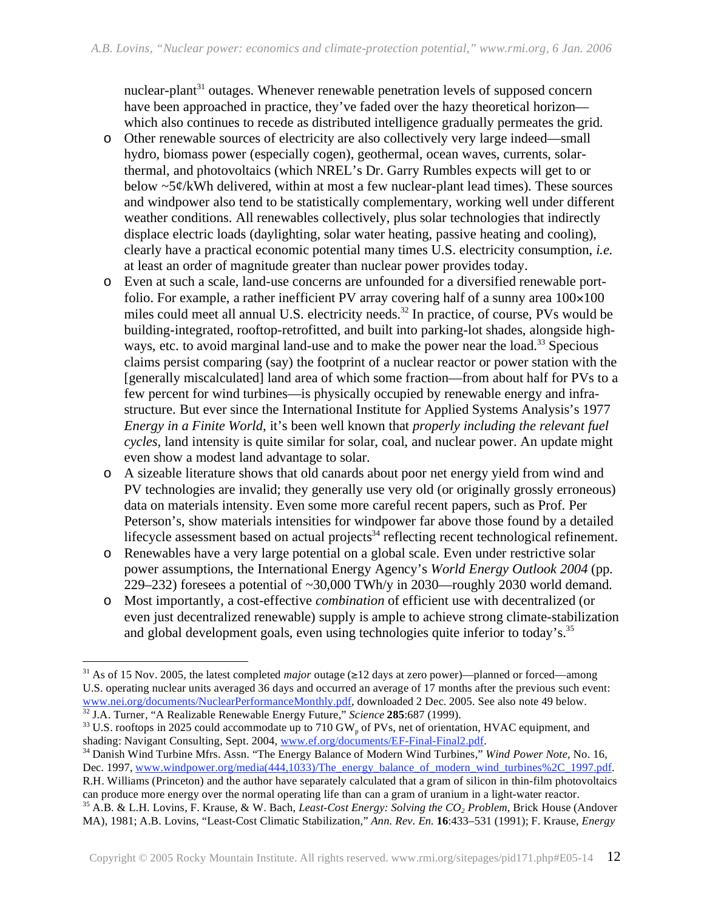nuclear-plant[31] outages. Whenever renewable penetration levels of supposed concern have been approached in practice, they've faded over the hazy theoretical horizon—which also continues to recede as distributed intelligence gradually permeates the grid.

- Other renewable sources of electricity are also collectively very large indeed—small hydro, biomass power (especially cogen), geothermal, ocean waves, currents, solar-thermal, and photovoltaics (which NREL's Dr. Garry Rumbles expects will get to or below ~5¢/kWh delivered, within at most a few nuclear-plant lead times). These sources and windpower also tend to be statistically complementary, working well under different weather conditions. All renewables collectively, plus solar technologies that indirectly displace electric loads (daylighting, solar water heating, passive heating and cooling), clearly have a practical economic potential many times U.S. electricity consumption, *i.e.* at least an order of magnitude greater than nuclear power provides today.
- Even at such a scale, land-use concerns are unfounded for a diversified renewable portfolio. For example, a rather inefficient PV array covering half of a sunny area 100×100 miles could meet all annual U.S. electricity needs.[32] In practice, of course, PVs would be building-integrated, rooftop-retrofitted, and built into parking-lot shades, alongside highways, etc. to avoid marginal land-use and to make the power near the load.[33] Specious claims persist comparing (say) the footprint of a nuclear reactor or power station with the [generally miscalculated] land area of which some fraction—from about half for PVs to a few percent for wind turbines—is physically occupied by renewable energy and infrastructure. But ever since the International Institute for Applied Systems Analysis's 1977 *Energy in a Finite World*, it's been well known that *properly including the relevant fuel cycles*, land intensity is quite similar for solar, coal, and nuclear power. An update might even show a modest land advantage to solar.
- A sizeable literature shows that old canards about poor net energy yield from wind and PV technologies are invalid; they generally use very old (or originally grossly erroneous) data on materials intensity. Even some more careful recent papers, such as Prof. Per Peterson's, show materials intensities for windpower far above those found by a detailed lifecycle assessment based on actual projects[34] reflecting recent technological refinement.
- Renewables have a very large potential on a global scale. Even under restrictive solar power assumptions, the International Energy Agency's *World Energy Outlook 2004* (pp. 229–232) foresees a potential of ~30,000 TWh/y in 2030—roughly 2030 world demand.
- Most importantly, a cost-effective *combination* of efficient use with decentralized (or even just decentralized renewable) supply is ample to achieve strong climate-stabilization and global development goals, even using technologies quite inferior to today's.[35]

---

[31] As of 15 Nov. 2005, the latest completed *major* outage (≥12 days at zero power)—planned or forced—among U.S. operating nuclear units averaged 36 days and occurred an average of 17 months after the previous such event: www.nei.org/documents/NuclearPerformanceMonthly.pdf, downloaded 2 Dec. 2005. See also note 49 below.

[32] J.A. Turner, "A Realizable Renewable Energy Future," *Science* **285**:687 (1999).

[33] U.S. rooftops in 2025 could accommodate up to 710 $GW_p$ of PVs, net of orientation, HVAC equipment, and shading: Navigant Consulting, Sept. 2004, www.ef.org/documents/EF-Final-Final2.pdf.

[34] Danish Wind Turbine Mfrs. Assn. "The Energy Balance of Modern Wind Turbines," *Wind Power Note*, No. 16, Dec. 1997, www.windpower.org/media(444,1033)/The_energy_balance_of_modern_wind_turbines%2C_1997.pdf. R.H. Williams (Princeton) and the author have separately calculated that a gram of silicon in thin-film photovoltaics can produce more energy over the normal operating life than can a gram of uranium in a light-water reactor.

[35] A.B. & L.H. Lovins, F. Krause, & W. Bach, *Least-Cost Energy: Solving the $CO_2$ Problem*, Brick House (Andover MA), 1981; A.B. Lovins, "Least-Cost Climatic Stabilization," *Ann. Rev. En.* **16**:433–531 (1991); F. Krause, *Energy*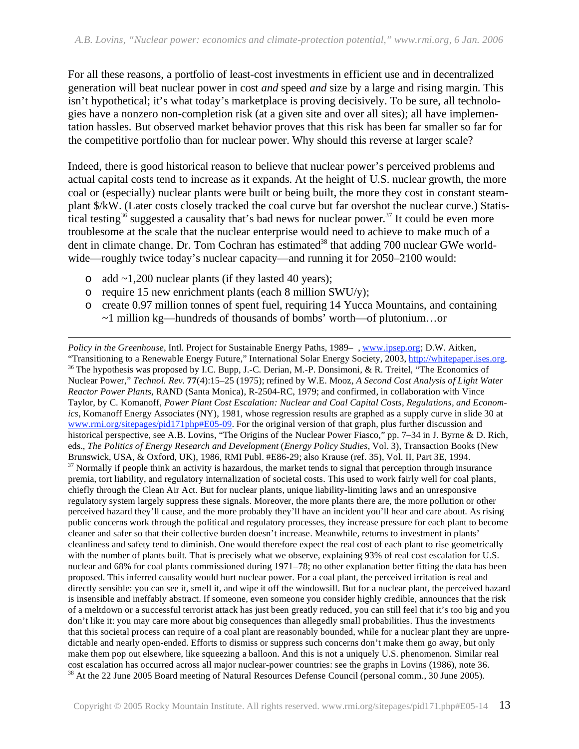For all these reasons, a portfolio of least-cost investments in efficient use and in decentralized generation will beat nuclear power in cost *and* speed *and* size by a large and rising margin. This isn't hypothetical; it's what today's marketplace is proving decisively. To be sure, all technologies have a nonzero non-completion risk (at a given site and over all sites); all have implementation hassles. But observed market behavior proves that this risk has been far smaller so far for the competitive portfolio than for nuclear power. Why should this reverse at larger scale?

Indeed, there is good historical reason to believe that nuclear power's perceived problems and actual capital costs tend to increase as it expands. At the height of U.S. nuclear growth, the more coal or (especially) nuclear plants were built or being built, the more they cost in constant steam-plant $/kW. (Later costs closely tracked the coal curve but far overshot the nuclear curve.) Statistical testing[36] suggested a causality that's bad news for nuclear power.[37] It could be even more troublesome at the scale that the nuclear enterprise would need to achieve to make much of a dent in climate change. Dr. Tom Cochran has estimated[38] that adding 700 nuclear GWe worldwide—roughly twice today's nuclear capacity—and running it for 2050–2100 would:

- add ~1,200 nuclear plants (if they lasted 40 years);
- require 15 new enrichment plants (each 8 million SWU/y);
- create 0.97 million tonnes of spent fuel, requiring 14 Yucca Mountains, and containing ~1 million kg—hundreds of thousands of bombs' worth—of plutonium…or

---

*Policy in the Greenhouse*, Intl. Project for Sustainable Energy Paths, 1989– , www.ipsep.org; D.W. Aitken, "Transitioning to a Renewable Energy Future," International Solar Energy Society, 2003, http://whitepaper.ises.org.

[36] The hypothesis was proposed by I.C. Bupp, J.-C. Derian, M.-P. Donsimoni, & R. Treitel, "The Economics of Nuclear Power," *Technol. Rev.* **77**(4):15–25 (1975); refined by W.E. Mooz, *A Second Cost Analysis of Light Water Reactor Power Plants*, RAND (Santa Monica), R-2504-RC, 1979; and confirmed, in collaboration with Vince Taylor, by C. Komanoff, *Power Plant Cost Escalation: Nuclear and Coal Capital Costs, Regulations, and Economics*, Komanoff Energy Associates (NY), 1981, whose regression results are graphed as a supply curve in slide 30 at www.rmi.org/sitepages/pid171php#E05-09. For the original version of that graph, plus further discussion and historical perspective, see A.B. Lovins, "The Origins of the Nuclear Power Fiasco," pp. 7–34 in J. Byrne & D. Rich, eds., *The Politics of Energy Research and Development* (*Energy Policy Studies*, Vol. 3), Transaction Books (New Brunswick, USA, & Oxford, UK), 1986, RMI Publ. #E86-29; also Krause (ref. 35), Vol. II, Part 3E, 1994.

[37] Normally if people think an activity is hazardous, the market tends to signal that perception through insurance premia, tort liability, and regulatory internalization of societal costs. This used to work fairly well for coal plants, chiefly through the Clean Air Act. But for nuclear plants, unique liability-limiting laws and an unresponsive regulatory system largely suppress these signals. Moreover, the more plants there are, the more pollution or other perceived hazard they'll cause, and the more probably they'll have an incident you'll hear and care about. As rising public concerns work through the political and regulatory processes, they increase pressure for each plant to become cleaner and safer so that their collective burden doesn't increase. Meanwhile, returns to investment in plants' cleanliness and safety tend to diminish. One would therefore expect the real cost of each plant to rise geometrically with the number of plants built. That is precisely what we observe, explaining 93% of real cost escalation for U.S. nuclear and 68% for coal plants commissioned during 1971–78; no other explanation better fitting the data has been proposed. This inferred causality would hurt nuclear power. For a coal plant, the perceived irritation is real and directly sensible: you can see it, smell it, and wipe it off the windowsill. But for a nuclear plant, the perceived hazard is insensible and ineffably abstract. If someone, even someone you consider highly credible, announces that the risk of a meltdown or a successful terrorist attack has just been greatly reduced, you can still feel that it's too big and you don't like it: you may care more about big consequences than allegedly small probabilities. Thus the investments that this societal process can require of a coal plant are reasonably bounded, while for a nuclear plant they are unpredictable and nearly open-ended. Efforts to dismiss or suppress such concerns don't make them go away, but only make them pop out elsewhere, like squeezing a balloon. And this is not a uniquely U.S. phenomenon. Similar real cost escalation has occurred across all major nuclear-power countries: see the graphs in Lovins (1986), note 36.

[38] At the 22 June 2005 Board meeting of Natural Resources Defense Council (personal comm., 30 June 2005).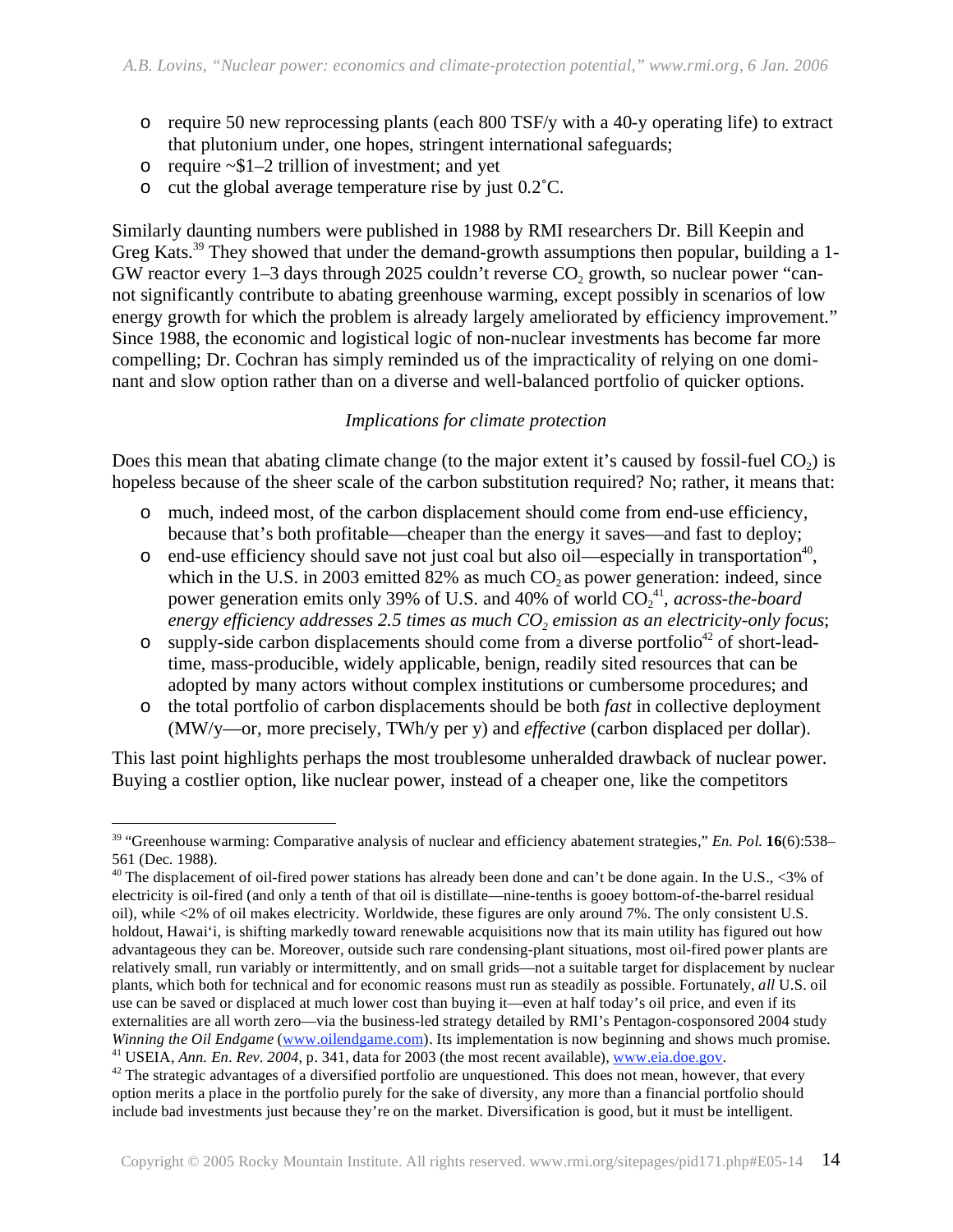- require 50 new reprocessing plants (each 800 TSF/y with a 40-y operating life) to extract that plutonium under, one hopes, stringent international safeguards;
- require ~$1–2 trillion of investment; and yet
- cut the global average temperature rise by just 0.2˚C.

Similarly daunting numbers were published in 1988 by RMI researchers Dr. Bill Keepin and Greg Kats.[39] They showed that under the demand-growth assumptions then popular, building a 1-GW reactor every 1–3 days through 2025 couldn't reverse $CO_2$ growth, so nuclear power "cannot significantly contribute to abating greenhouse warming, except possibly in scenarios of low energy growth for which the problem is already largely ameliorated by efficiency improvement." Since 1988, the economic and logistical logic of non-nuclear investments has become far more compelling; Dr. Cochran has simply reminded us of the impracticality of relying on one dominant and slow option rather than on a diverse and well-balanced portfolio of quicker options.

### *Implications for climate protection*

Does this mean that abating climate change (to the major extent it's caused by fossil-fuel $CO_2$) is hopeless because of the sheer scale of the carbon substitution required? No; rather, it means that:

- much, indeed most, of the carbon displacement should come from end-use efficiency, because that's both profitable—cheaper than the energy it saves—and fast to deploy;
- end-use efficiency should save not just coal but also oil—especially in transportation[40], which in the U.S. in 2003 emitted 82% as much $CO_2$ as power generation: indeed, since power generation emits only 39% of U.S. and 40% of world $CO_2$[41], *across-the-board energy efficiency addresses 2.5 times as much $CO_2$ emission as an electricity-only focus*;
- supply-side carbon displacements should come from a diverse portfolio[42] of short-lead-time, mass-producible, widely applicable, benign, readily sited resources that can be adopted by many actors without complex institutions or cumbersome procedures; and
- the total portfolio of carbon displacements should be both *fast* in collective deployment (MW/y—or, more precisely, TWh/y per y) and *effective* (carbon displaced per dollar).

This last point highlights perhaps the most troublesome unheralded drawback of nuclear power. Buying a costlier option, like nuclear power, instead of a cheaper one, like the competitors

---

[39] "Greenhouse warming: Comparative analysis of nuclear and efficiency abatement strategies," *En. Pol.* **16**(6):538–561 (Dec. 1988).

[40] The displacement of oil-fired power stations has already been done and can't be done again. In the U.S., <3% of electricity is oil-fired (and only a tenth of that oil is distillate—nine-tenths is gooey bottom-of-the-barrel residual oil), while <2% of oil makes electricity. Worldwide, these figures are only around 7%. The only consistent U.S. holdout, Hawai'i, is shifting markedly toward renewable acquisitions now that its main utility has figured out how advantageous they can be. Moreover, outside such rare condensing-plant situations, most oil-fired power plants are relatively small, run variably or intermittently, and on small grids—not a suitable target for displacement by nuclear plants, which both for technical and for economic reasons must run as steadily as possible. Fortunately, *all* U.S. oil use can be saved or displaced at much lower cost than buying it—even at half today's oil price, and even if its externalities are all worth zero—via the business-led strategy detailed by RMI's Pentagon-cosponsored 2004 study *Winning the Oil Endgame* (www.oilendgame.com). Its implementation is now beginning and shows much promise.

[41] USEIA, *Ann. En. Rev. 2004,* p. 341, data for 2003 (the most recent available), www.eia.doe.gov.

[42] The strategic advantages of a diversified portfolio are unquestioned. This does not mean, however, that every option merits a place in the portfolio purely for the sake of diversity, any more than a financial portfolio should include bad investments just because they're on the market. Diversification is good, but it must be intelligent.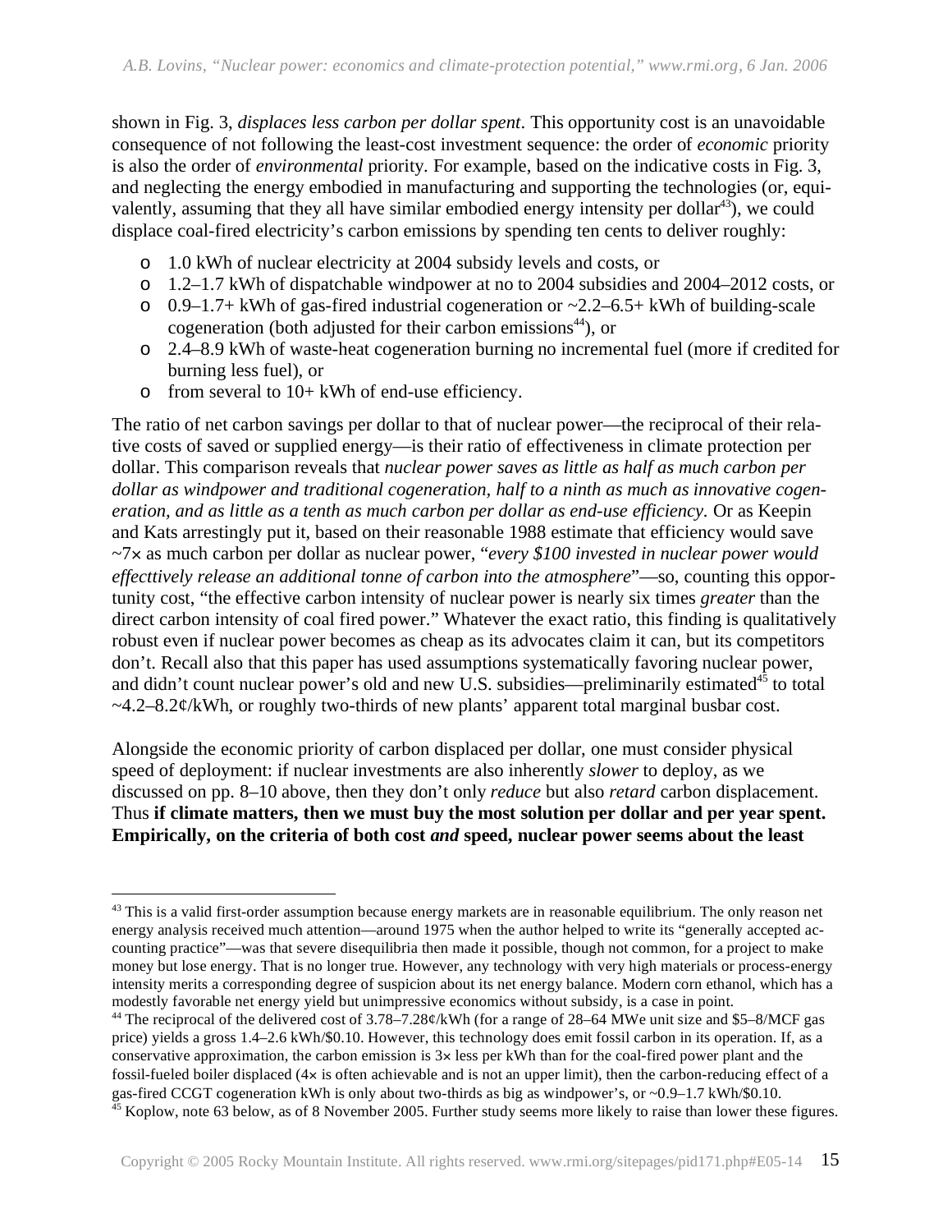shown in Fig. 3, *displaces less carbon per dollar spent*. This opportunity cost is an unavoidable consequence of not following the least-cost investment sequence: the order of *economic* priority is also the order of *environmental* priority. For example, based on the indicative costs in Fig. 3, and neglecting the energy embodied in manufacturing and supporting the technologies (or, equivalently, assuming that they all have similar embodied energy intensity per dollar[43]), we could displace coal-fired electricity's carbon emissions by spending ten cents to deliver roughly:

- 1.0 kWh of nuclear electricity at 2004 subsidy levels and costs, or
- 1.2–1.7 kWh of dispatchable windpower at no to 2004 subsidies and 2004–2012 costs, or
- 0.9–1.7+ kWh of gas-fired industrial cogeneration or ~2.2–6.5+ kWh of building-scale cogeneration (both adjusted for their carbon emissions[44]), or
- 2.4–8.9 kWh of waste-heat cogeneration burning no incremental fuel (more if credited for burning less fuel), or
- from several to 10+ kWh of end-use efficiency.

The ratio of net carbon savings per dollar to that of nuclear power—the reciprocal of their relative costs of saved or supplied energy—is their ratio of effectiveness in climate protection per dollar. This comparison reveals that *nuclear power saves as little as half as much carbon per dollar as windpower and traditional cogeneration, half to a ninth as much as innovative cogeneration, and as little as a tenth as much carbon per dollar as end-use efficiency.* Or as Keepin and Kats arrestingly put it, based on their reasonable 1988 estimate that efficiency would save ~7× as much carbon per dollar as nuclear power, "*every $100 invested in nuclear power would effecttively release an additional tonne of carbon into the atmosphere*"—so, counting this opportunity cost, "the effective carbon intensity of nuclear power is nearly six times *greater* than the direct carbon intensity of coal fired power." Whatever the exact ratio, this finding is qualitatively robust even if nuclear power becomes as cheap as its advocates claim it can, but its competitors don't. Recall also that this paper has used assumptions systematically favoring nuclear power, and didn't count nuclear power's old and new U.S. subsidies—preliminarily estimated[45] to total ~4.2–8.2¢/kWh, or roughly two-thirds of new plants' apparent total marginal busbar cost.

Alongside the economic priority of carbon displaced per dollar, one must consider physical speed of deployment: if nuclear investments are also inherently *slower* to deploy, as we discussed on pp. 8–10 above, then they don't only *reduce* but also *retard* carbon displacement. Thus **if climate matters, then we must buy the most solution per dollar and per year spent. Empirically, on the criteria of both cost *and* speed, nuclear power seems about the least**

---

[43] This is a valid first-order assumption because energy markets are in reasonable equilibrium. The only reason net energy analysis received much attention—around 1975 when the author helped to write its "generally accepted accounting practice"—was that severe disequilibria then made it possible, though not common, for a project to make money but lose energy. That is no longer true. However, any technology with very high materials or process-energy intensity merits a corresponding degree of suspicion about its net energy balance. Modern corn ethanol, which has a modestly favorable net energy yield but unimpressive economics without subsidy, is a case in point.

[44] The reciprocal of the delivered cost of 3.78–7.28¢/kWh (for a range of 28–64 MWe unit size and $5–8/MCF gas price) yields a gross 1.4–2.6 kWh/$0.10. However, this technology does emit fossil carbon in its operation. If, as a conservative approximation, the carbon emission is 3× less per kWh than for the coal-fired power plant and the fossil-fueled boiler displaced (4× is often achievable and is not an upper limit), then the carbon-reducing effect of a gas-fired CCGT cogeneration kWh is only about two-thirds as big as windpower's, or ~0.9–1.7 kWh/$0.10.

[45] Koplow, note 63 below, as of 8 November 2005. Further study seems more likely to raise than lower these figures.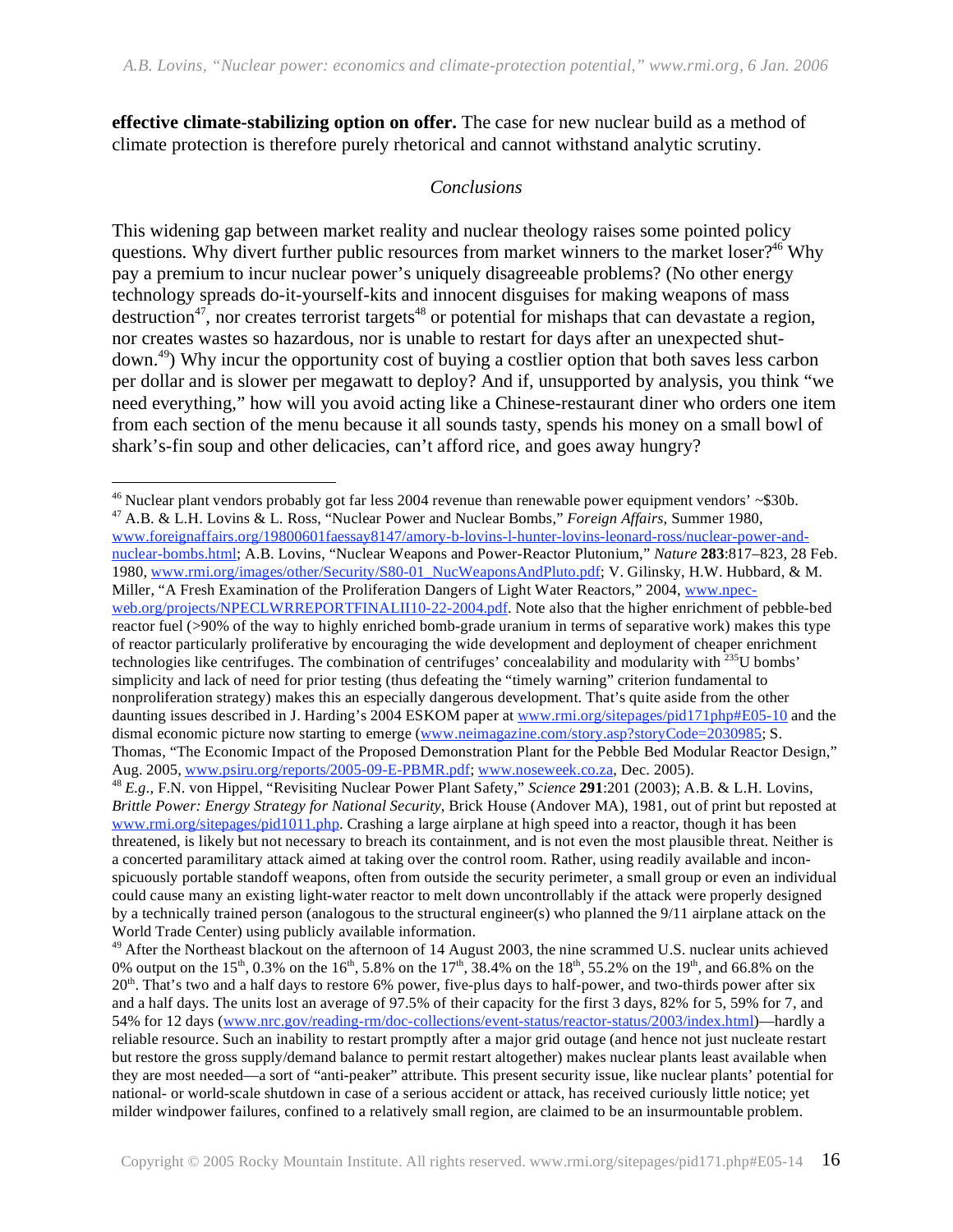**effective climate-stabilizing option on offer.** The case for new nuclear build as a method of climate protection is therefore purely rhetorical and cannot withstand analytic scrutiny.

*Conclusions*

This widening gap between market reality and nuclear theology raises some pointed policy questions. Why divert further public resources from market winners to the market loser?[46] Why pay a premium to incur nuclear power's uniquely disagreeable problems? (No other energy technology spreads do-it-yourself-kits and innocent disguises for making weapons of mass destruction[47], nor creates terrorist targets[48] or potential for mishaps that can devastate a region, nor creates wastes so hazardous, nor is unable to restart for days after an unexpected shutdown.[49]) Why incur the opportunity cost of buying a costlier option that both saves less carbon per dollar and is slower per megawatt to deploy? And if, unsupported by analysis, you think "we need everything," how will you avoid acting like a Chinese-restaurant diner who orders one item from each section of the menu because it all sounds tasty, spends his money on a small bowl of shark's-fin soup and other delicacies, can't afford rice, and goes away hungry?

---

[46] Nuclear plant vendors probably got far less 2004 revenue than renewable power equipment vendors' ~$30b.

[47] A.B. & L.H. Lovins & L. Ross, "Nuclear Power and Nuclear Bombs," *Foreign Affairs*, Summer 1980, www.foreignaffairs.org/19800601faessay8147/amory-b-lovins-l-hunter-lovins-leonard-ross/nuclear-power-and-nuclear-bombs.html; A.B. Lovins, "Nuclear Weapons and Power-Reactor Plutonium," *Nature* **283**:817–823, 28 Feb. 1980, www.rmi.org/images/other/Security/S80-01_NucWeaponsAndPluto.pdf; V. Gilinsky, H.W. Hubbard, & M. Miller, "A Fresh Examination of the Proliferation Dangers of Light Water Reactors," 2004, www.npec-web.org/projects/NPECLWRREPORTFINALII10-22-2004.pdf. Note also that the higher enrichment of pebble-bed reactor fuel (>90% of the way to highly enriched bomb-grade uranium in terms of separative work) makes this type of reactor particularly proliferative by encouraging the wide development and deployment of cheaper enrichment technologies like centrifuges. The combination of centrifuges' concealability and modularity with $^{235}$U bombs' simplicity and lack of need for prior testing (thus defeating the "timely warning" criterion fundamental to nonproliferation strategy) makes this an especially dangerous development. That's quite aside from the other daunting issues described in J. Harding's 2004 ESKOM paper at www.rmi.org/sitepages/pid171php#E05-10 and the dismal economic picture now starting to emerge (www.neimagazine.com/story.asp?storyCode=2030985; S. Thomas, "The Economic Impact of the Proposed Demonstration Plant for the Pebble Bed Modular Reactor Design," Aug. 2005, www.psiru.org/reports/2005-09-E-PBMR.pdf; www.noseweek.co.za, Dec. 2005).

[48] *E.g.*, F.N. von Hippel, "Revisiting Nuclear Power Plant Safety," *Science* **291**:201 (2003); A.B. & L.H. Lovins, *Brittle Power: Energy Strategy for National Security*, Brick House (Andover MA), 1981, out of print but reposted at www.rmi.org/sitepages/pid1011.php. Crashing a large airplane at high speed into a reactor, though it has been threatened, is likely but not necessary to breach its containment, and is not even the most plausible threat. Neither is a concerted paramilitary attack aimed at taking over the control room. Rather, using readily available and inconspicuously portable standoff weapons, often from outside the security perimeter, a small group or even an individual could cause many an existing light-water reactor to melt down uncontrollably if the attack were properly designed by a technically trained person (analogous to the structural engineer(s) who planned the 9/11 airplane attack on the World Trade Center) using publicly available information.

[49] After the Northeast blackout on the afternoon of 14 August 2003, the nine scrammed U.S. nuclear units achieved 0% output on the 15th, 0.3% on the 16th, 5.8% on the 17th, 38.4% on the 18th, 55.2% on the 19th, and 66.8% on the 20th. That's two and a half days to restore 6% power, five-plus days to half-power, and two-thirds power after six and a half days. The units lost an average of 97.5% of their capacity for the first 3 days, 82% for 5, 59% for 7, and 54% for 12 days (www.nrc.gov/reading-rm/doc-collections/event-status/reactor-status/2003/index.html)—hardly a reliable resource. Such an inability to restart promptly after a major grid outage (and hence not just nucleate restart but restore the gross supply/demand balance to permit restart altogether) makes nuclear plants least available when they are most needed—a sort of "anti-peaker" attribute. This present security issue, like nuclear plants' potential for national- or world-scale shutdown in case of a serious accident or attack, has received curiously little notice; yet milder windpower failures, confined to a relatively small region, are claimed to be an insurmountable problem.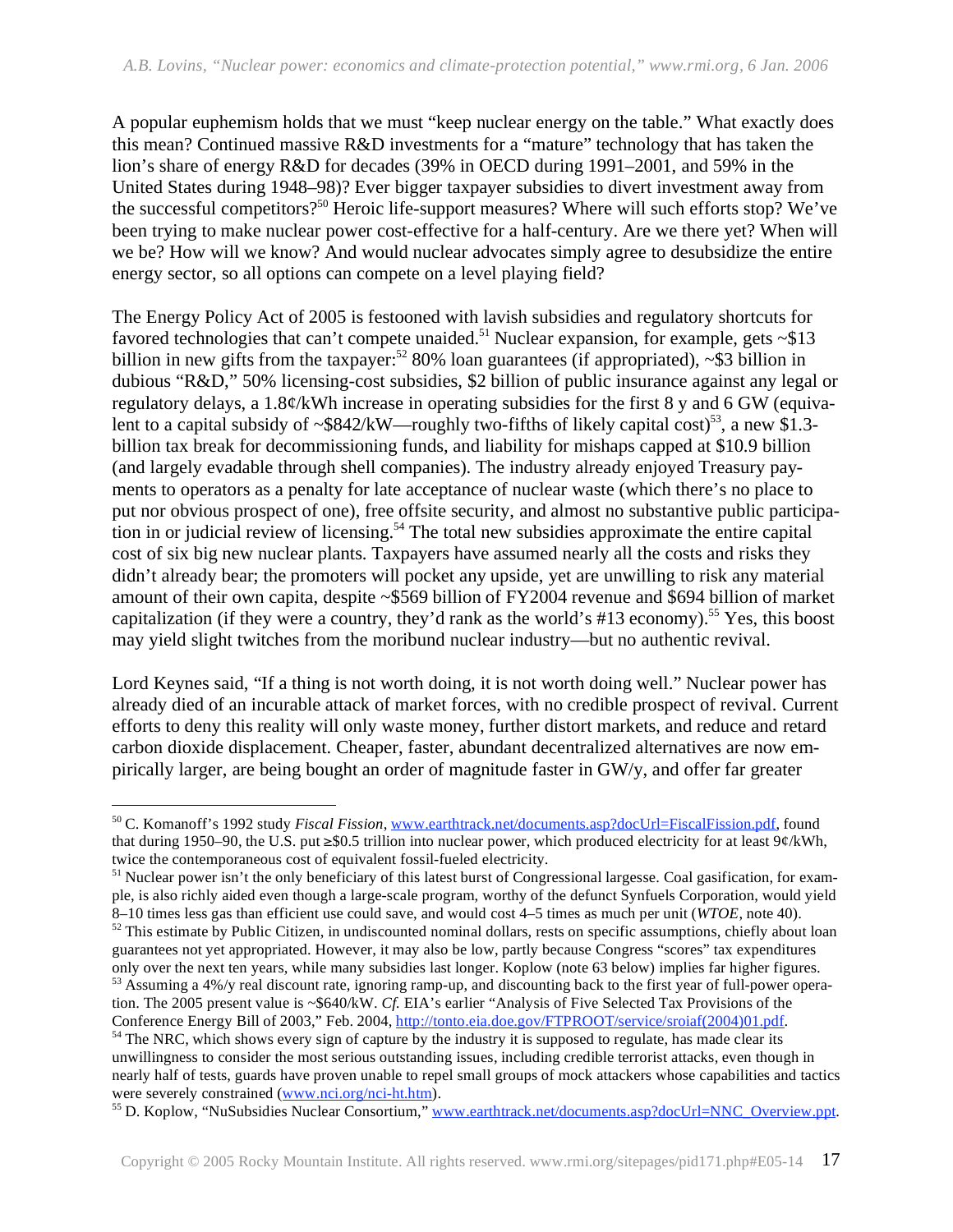A popular euphemism holds that we must "keep nuclear energy on the table." What exactly does this mean? Continued massive R&D investments for a "mature" technology that has taken the lion's share of energy R&D for decades (39% in OECD during 1991–2001, and 59% in the United States during 1948–98)? Ever bigger taxpayer subsidies to divert investment away from the successful competitors?[50] Heroic life-support measures? Where will such efforts stop? We've been trying to make nuclear power cost-effective for a half-century. Are we there yet? When will we be? How will we know? And would nuclear advocates simply agree to desubsidize the entire energy sector, so all options can compete on a level playing field?

The Energy Policy Act of 2005 is festooned with lavish subsidies and regulatory shortcuts for favored technologies that can't compete unaided.[51] Nuclear expansion, for example, gets ~$13 billion in new gifts from the taxpayer:[52] 80% loan guarantees (if appropriated), ~$3 billion in dubious "R&D," 50% licensing-cost subsidies, $2 billion of public insurance against any legal or regulatory delays, a 1.8¢/kWh increase in operating subsidies for the first 8 y and 6 GW (equivalent to a capital subsidy of ~$842/kW—roughly two-fifths of likely capital cost)[53], a new $1.3-billion tax break for decommissioning funds, and liability for mishaps capped at $10.9 billion (and largely evadable through shell companies). The industry already enjoyed Treasury payments to operators as a penalty for late acceptance of nuclear waste (which there's no place to put nor obvious prospect of one), free offsite security, and almost no substantive public participation in or judicial review of licensing.[54] The total new subsidies approximate the entire capital cost of six big new nuclear plants. Taxpayers have assumed nearly all the costs and risks they didn't already bear; the promoters will pocket any upside, yet are unwilling to risk any material amount of their own capita, despite ~$569 billion of FY2004 revenue and $694 billion of market capitalization (if they were a country, they'd rank as the world's #13 economy).[55] Yes, this boost may yield slight twitches from the moribund nuclear industry—but no authentic revival.

Lord Keynes said, "If a thing is not worth doing, it is not worth doing well." Nuclear power has already died of an incurable attack of market forces, with no credible prospect of revival. Current efforts to deny this reality will only waste money, further distort markets, and reduce and retard carbon dioxide displacement. Cheaper, faster, abundant decentralized alternatives are now empirically larger, are being bought an order of magnitude faster in GW/y, and offer far greater

---

[50] C. Komanoff's 1992 study *Fiscal Fission*, www.earthtrack.net/documents.asp?docUrl=FiscalFission.pdf, found that during 1950–90, the U.S. put ≥$0.5 trillion into nuclear power, which produced electricity for at least 9¢/kWh, twice the contemporaneous cost of equivalent fossil-fueled electricity.

[51] Nuclear power isn't the only beneficiary of this latest burst of Congressional largesse. Coal gasification, for example, is also richly aided even though a large-scale program, worthy of the defunct Synfuels Corporation, would yield 8–10 times less gas than efficient use could save, and would cost 4–5 times as much per unit (*WTOE*, note 40).

[52] This estimate by Public Citizen, in undiscounted nominal dollars, rests on specific assumptions, chiefly about loan guarantees not yet appropriated. However, it may also be low, partly because Congress "scores" tax expenditures only over the next ten years, while many subsidies last longer. Koplow (note 63 below) implies far higher figures.

[53] Assuming a 4%/y real discount rate, ignoring ramp-up, and discounting back to the first year of full-power operation. The 2005 present value is ~$640/kW. *Cf.* EIA's earlier "Analysis of Five Selected Tax Provisions of the Conference Energy Bill of 2003," Feb. 2004, http://tonto.eia.doe.gov/FTPROOT/service/sroiaf(2004)01.pdf.

[54] The NRC, which shows every sign of capture by the industry it is supposed to regulate, has made clear its unwillingness to consider the most serious outstanding issues, including credible terrorist attacks, even though in nearly half of tests, guards have proven unable to repel small groups of mock attackers whose capabilities and tactics were severely constrained (www.nci.org/nci-ht.htm).

[55] D. Koplow, "NuSubsidies Nuclear Consortium," www.earthtrack.net/documents.asp?docUrl=NNC_Overview.ppt.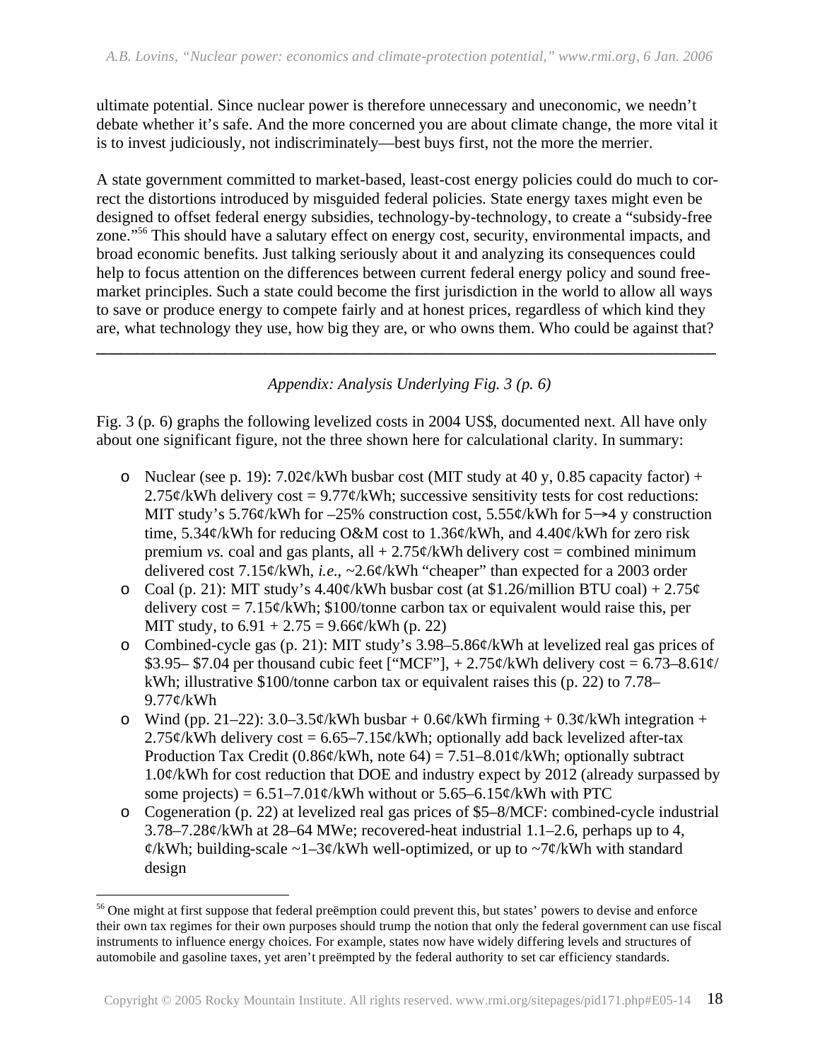ultimate potential. Since nuclear power is therefore unnecessary and uneconomic, we needn't debate whether it's safe. And the more concerned you are about climate change, the more vital it is to invest judiciously, not indiscriminately—best buys first, not the more the merrier.

A state government committed to market-based, least-cost energy policies could do much to correct the distortions introduced by misguided federal policies. State energy taxes might even be designed to offset federal energy subsidies, technology-by-technology, to create a "subsidy-free zone."[56] This should have a salutary effect on energy cost, security, environmental impacts, and broad economic benefits. Just talking seriously about it and analyzing its consequences could help to focus attention on the differences between current federal energy policy and sound free-market principles. Such a state could become the first jurisdiction in the world to allow all ways to save or produce energy to compete fairly and at honest prices, regardless of which kind they are, what technology they use, how big they are, or who owns them. Who could be against that?

---

*Appendix: Analysis Underlying Fig. 3 (p. 6)*

Fig. 3 (p. 6) graphs the following levelized costs in 2004 US$, documented next. All have only about one significant figure, not the three shown here for calculational clarity. In summary:

- Nuclear (see p. 19): 7.02¢/kWh busbar cost (MIT study at 40 y, 0.85 capacity factor) + 2.75¢/kWh delivery cost = 9.77¢/kWh; successive sensitivity tests for cost reductions: MIT study's 5.76¢/kWh for –25% construction cost, 5.55¢/kWh for 5→4 y construction time, 5.34¢/kWh for reducing O&M cost to 1.36¢/kWh, and 4.40¢/kWh for zero risk premium *vs.* coal and gas plants, all + 2.75¢/kWh delivery cost = combined minimum delivered cost 7.15¢/kWh, *i.e.*, ~2.6¢/kWh "cheaper" than expected for a 2003 order
- Coal (p. 21): MIT study's 4.40¢/kWh busbar cost (at $1.26/million BTU coal) + 2.75¢ delivery cost = 7.15¢/kWh; $100/tonne carbon tax or equivalent would raise this, per MIT study, to 6.91 + 2.75 = 9.66¢/kWh (p. 22)
- Combined-cycle gas (p. 21): MIT study's 3.98–5.86¢/kWh at levelized real gas prices of $3.95– $7.04 per thousand cubic feet ["MCF"], + 2.75¢/kWh delivery cost = 6.73–8.61¢/kWh; illustrative $100/tonne carbon tax or equivalent raises this (p. 22) to 7.78–9.77¢/kWh
- Wind (pp. 21–22): 3.0–3.5¢/kWh busbar + 0.6¢/kWh firming + 0.3¢/kWh integration + 2.75¢/kWh delivery cost = 6.65–7.15¢/kWh; optionally add back levelized after-tax Production Tax Credit (0.86¢/kWh, note 64) = 7.51–8.01¢/kWh; optionally subtract 1.0¢/kWh for cost reduction that DOE and industry expect by 2012 (already surpassed by some projects) = 6.51–7.01¢/kWh without or 5.65–6.15¢/kWh with PTC
- Cogeneration (p. 22) at levelized real gas prices of $5–8/MCF: combined-cycle industrial 3.78–7.28¢/kWh at 28–64 MWe; recovered-heat industrial 1.1–2.6, perhaps up to 4, ¢/kWh; building-scale ~1–3¢/kWh well-optimized, or up to ~7¢/kWh with standard design

---

[56] One might at first suppose that federal preëmption could prevent this, but states' powers to devise and enforce their own tax regimes for their own purposes should trump the notion that only the federal government can use fiscal instruments to influence energy choices. For example, states now have widely differing levels and structures of automobile and gasoline taxes, yet aren't preëmpted by the federal authority to set car efficiency standards.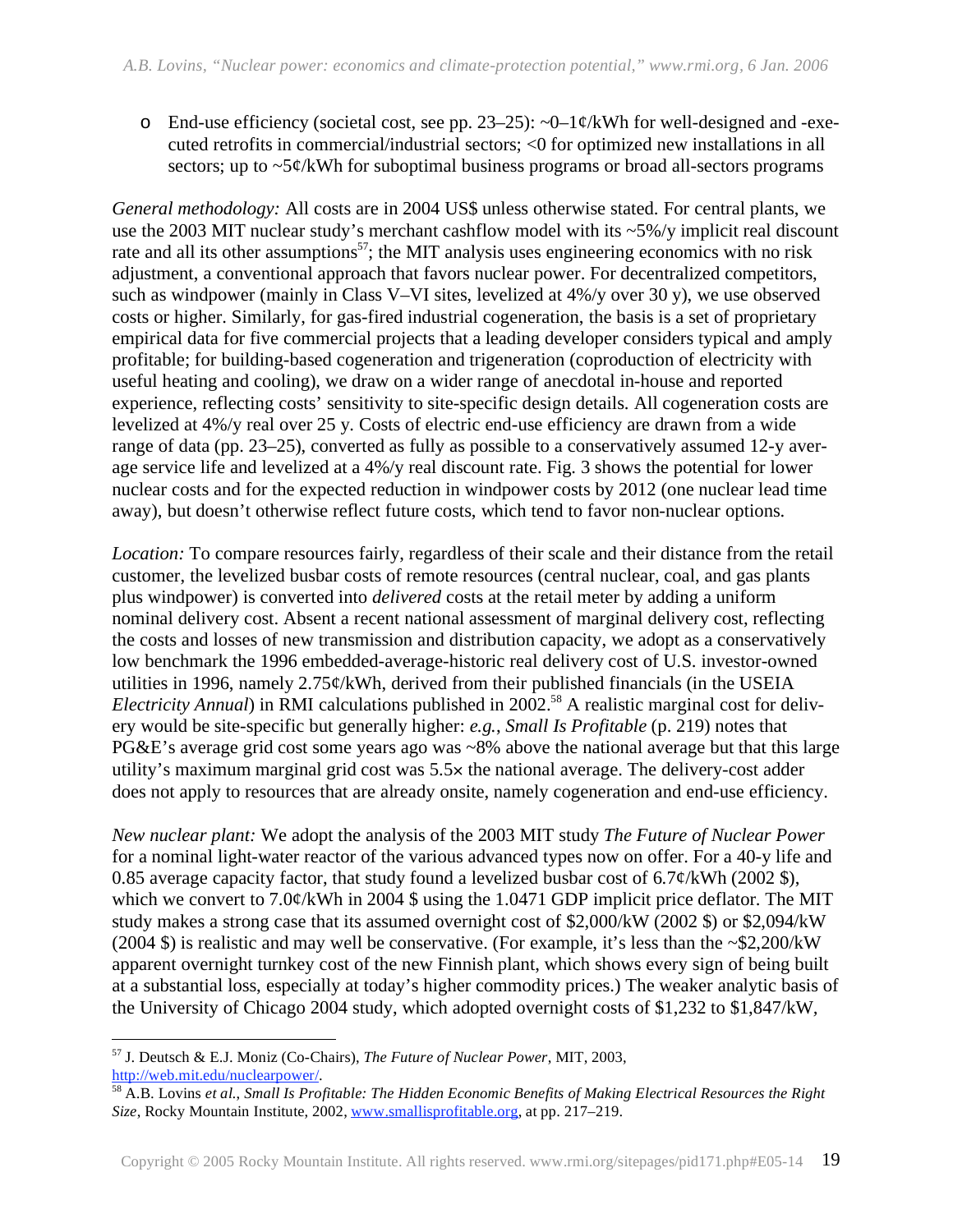- End-use efficiency (societal cost, see pp. 23–25): ~0–1¢/kWh for well-designed and -executed retrofits in commercial/industrial sectors; <0 for optimized new installations in all sectors; up to ~5¢/kWh for suboptimal business programs or broad all-sectors programs

*General methodology:* All costs are in 2004 US$ unless otherwise stated. For central plants, we use the 2003 MIT nuclear study's merchant cashflow model with its ~5%/y implicit real discount rate and all its other assumptions[57]; the MIT analysis uses engineering economics with no risk adjustment, a conventional approach that favors nuclear power. For decentralized competitors, such as windpower (mainly in Class V–VI sites, levelized at 4%/y over 30 y), we use observed costs or higher. Similarly, for gas-fired industrial cogeneration, the basis is a set of proprietary empirical data for five commercial projects that a leading developer considers typical and amply profitable; for building-based cogeneration and trigeneration (coproduction of electricity with useful heating and cooling), we draw on a wider range of anecdotal in-house and reported experience, reflecting costs' sensitivity to site-specific design details. All cogeneration costs are levelized at 4%/y real over 25 y. Costs of electric end-use efficiency are drawn from a wide range of data (pp. 23–25), converted as fully as possible to a conservatively assumed 12-y average service life and levelized at a 4%/y real discount rate. Fig. 3 shows the potential for lower nuclear costs and for the expected reduction in windpower costs by 2012 (one nuclear lead time away), but doesn't otherwise reflect future costs, which tend to favor non-nuclear options.

*Location:* To compare resources fairly, regardless of their scale and their distance from the retail customer, the levelized busbar costs of remote resources (central nuclear, coal, and gas plants plus windpower) is converted into *delivered* costs at the retail meter by adding a uniform nominal delivery cost. Absent a recent national assessment of marginal delivery cost, reflecting the costs and losses of new transmission and distribution capacity, we adopt as a conservatively low benchmark the 1996 embedded-average-historic real delivery cost of U.S. investor-owned utilities in 1996, namely 2.75¢/kWh, derived from their published financials (in the USEIA *Electricity Annual*) in RMI calculations published in 2002.[58] A realistic marginal cost for delivery would be site-specific but generally higher: *e.g.*, *Small Is Profitable* (p. 219) notes that PG&E's average grid cost some years ago was ~8% above the national average but that this large utility's maximum marginal grid cost was 5.5× the national average. The delivery-cost adder does not apply to resources that are already onsite, namely cogeneration and end-use efficiency.

*New nuclear plant:* We adopt the analysis of the 2003 MIT study *The Future of Nuclear Power* for a nominal light-water reactor of the various advanced types now on offer. For a 40-y life and 0.85 average capacity factor, that study found a levelized busbar cost of 6.7¢/kWh (2002 $), which we convert to 7.0¢/kWh in 2004 $ using the 1.0471 GDP implicit price deflator. The MIT study makes a strong case that its assumed overnight cost of $2,000/kW (2002 $) or $2,094/kW (2004 $) is realistic and may well be conservative. (For example, it's less than the ~$2,200/kW apparent overnight turnkey cost of the new Finnish plant, which shows every sign of being built at a substantial loss, especially at today's higher commodity prices.) The weaker analytic basis of the University of Chicago 2004 study, which adopted overnight costs of $1,232 to $1,847/kW,

---

[57] J. Deutsch & E.J. Moniz (Co-Chairs), *The Future of Nuclear Power*, MIT, 2003, http://web.mit.edu/nuclearpower/.

[58] A.B. Lovins *et al.*, *Small Is Profitable: The Hidden Economic Benefits of Making Electrical Resources the Right Size*, Rocky Mountain Institute, 2002, www.smallisprofitable.org, at pp. 217–219.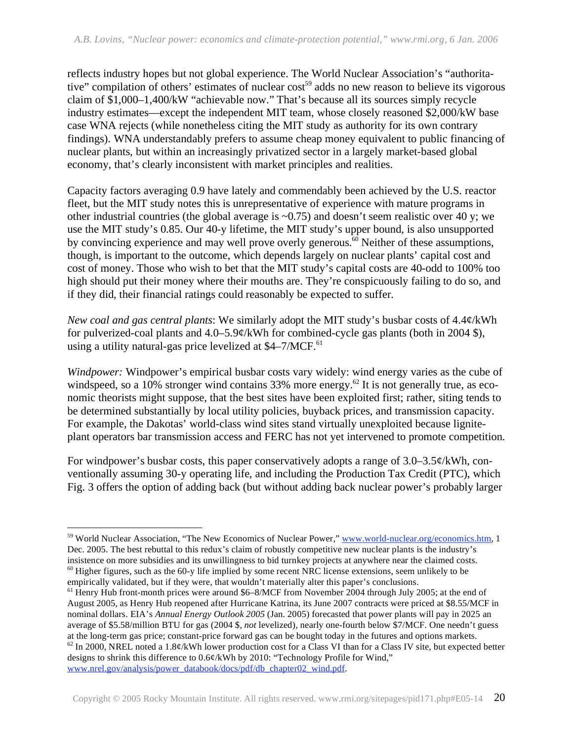reflects industry hopes but not global experience. The World Nuclear Association's "authoritative" compilation of others' estimates of nuclear cost[59] adds no new reason to believe its vigorous claim of $1,000–1,400/kW "achievable now." That's because all its sources simply recycle industry estimates—except the independent MIT team, whose closely reasoned $2,000/kW base case WNA rejects (while nonetheless citing the MIT study as authority for its own contrary findings). WNA understandably prefers to assume cheap money equivalent to public financing of nuclear plants, but within an increasingly privatized sector in a largely market-based global economy, that's clearly inconsistent with market principles and realities.

Capacity factors averaging 0.9 have lately and commendably been achieved by the U.S. reactor fleet, but the MIT study notes this is unrepresentative of experience with mature programs in other industrial countries (the global average is ~0.75) and doesn't seem realistic over 40 y; we use the MIT study's 0.85. Our 40-y lifetime, the MIT study's upper bound, is also unsupported by convincing experience and may well prove overly generous.[60] Neither of these assumptions, though, is important to the outcome, which depends largely on nuclear plants' capital cost and cost of money. Those who wish to bet that the MIT study's capital costs are 40-odd to 100% too high should put their money where their mouths are. They're conspicuously failing to do so, and if they did, their financial ratings could reasonably be expected to suffer.

*New coal and gas central plants*: We similarly adopt the MIT study's busbar costs of 4.4¢/kWh for pulverized-coal plants and 4.0–5.9¢/kWh for combined-cycle gas plants (both in 2004 $), using a utility natural-gas price levelized at $4–7/MCF.[61]

*Windpower:* Windpower's empirical busbar costs vary widely: wind energy varies as the cube of windspeed, so a 10% stronger wind contains 33% more energy.[62] It is not generally true, as economic theorists might suppose, that the best sites have been exploited first; rather, siting tends to be determined substantially by local utility policies, buyback prices, and transmission capacity. For example, the Dakotas' world-class wind sites stand virtually unexploited because lignite-plant operators bar transmission access and FERC has not yet intervened to promote competition.

For windpower's busbar costs, this paper conservatively adopts a range of 3.0–3.5¢/kWh, conventionally assuming 30-y operating life, and including the Production Tax Credit (PTC), which Fig. 3 offers the option of adding back (but without adding back nuclear power's probably larger

---

[59] World Nuclear Association, "The New Economics of Nuclear Power," www.world-nuclear.org/economics.htm, 1 Dec. 2005. The best rebuttal to this redux's claim of robustly competitive new nuclear plants is the industry's insistence on more subsidies and its unwillingness to bid turnkey projects at anywhere near the claimed costs.

[60] Higher figures, such as the 60-y life implied by some recent NRC license extensions, seem unlikely to be empirically validated, but if they were, that wouldn't materially alter this paper's conclusions.

[61] Henry Hub front-month prices were around $6–8/MCF from November 2004 through July 2005; at the end of August 2005, as Henry Hub reopened after Hurricane Katrina, its June 2007 contracts were priced at $8.55/MCF in nominal dollars. EIA's *Annual Energy Outlook 2005* (Jan. 2005) forecasted that power plants will pay in 2025 an average of $5.58/million BTU for gas (2004 $, *not* levelized), nearly one-fourth below $7/MCF. One needn't guess at the long-term gas price; constant-price forward gas can be bought today in the futures and options markets.

[62] In 2000, NREL noted a 1.8¢/kWh lower production cost for a Class VI than for a Class IV site, but expected better designs to shrink this difference to 0.6¢/kWh by 2010: "Technology Profile for Wind," www.nrel.gov/analysis/power_databook/docs/pdf/db_chapter02_wind.pdf.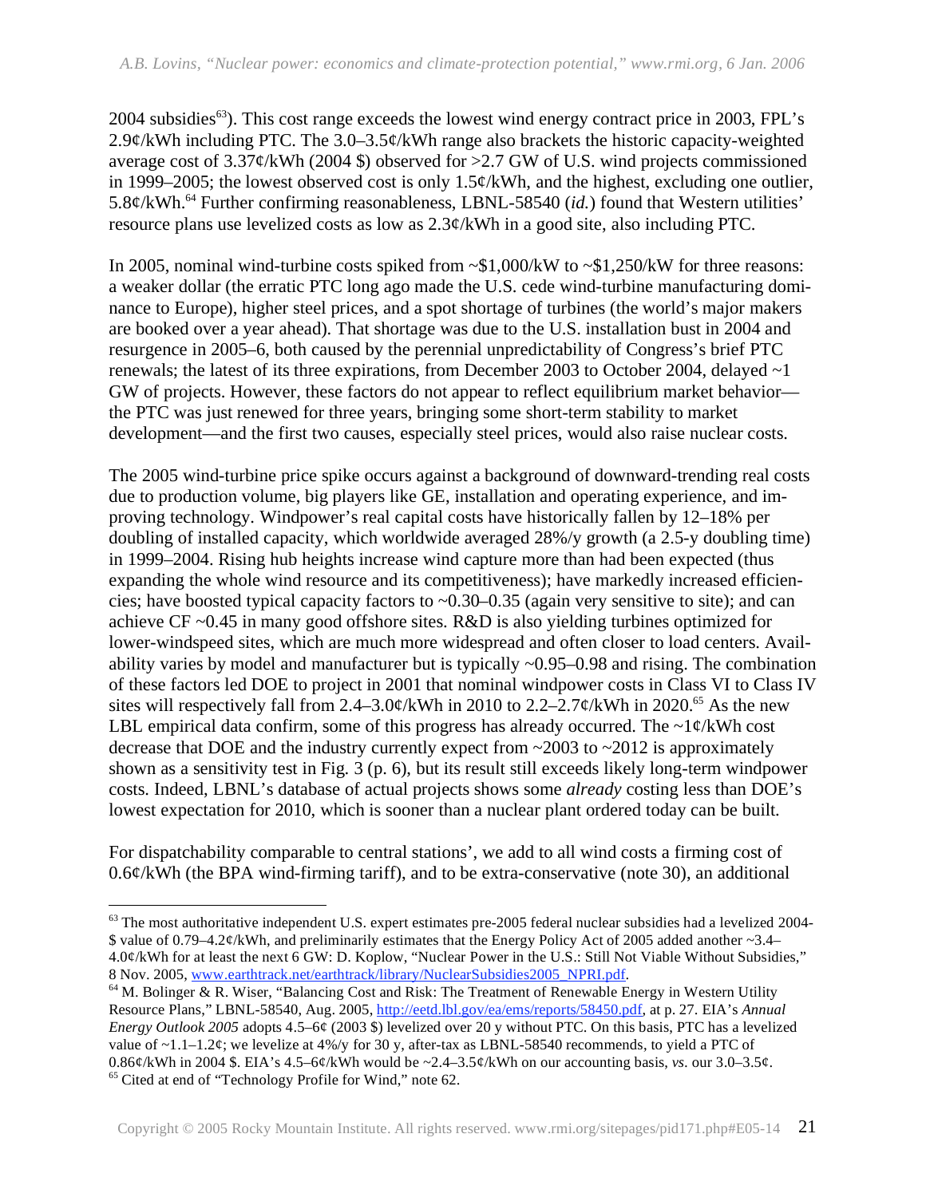2004 subsidies[63]). This cost range exceeds the lowest wind energy contract price in 2003, FPL's 2.9¢/kWh including PTC. The 3.0–3.5¢/kWh range also brackets the historic capacity-weighted average cost of 3.37¢/kWh (2004 $) observed for >2.7 GW of U.S. wind projects commissioned in 1999–2005; the lowest observed cost is only 1.5¢/kWh, and the highest, excluding one outlier, 5.8¢/kWh.[64] Further confirming reasonableness, LBNL-58540 (*id.*) found that Western utilities' resource plans use levelized costs as low as 2.3¢/kWh in a good site, also including PTC.

In 2005, nominal wind-turbine costs spiked from ~$1,000/kW to ~$1,250/kW for three reasons: a weaker dollar (the erratic PTC long ago made the U.S. cede wind-turbine manufacturing dominance to Europe), higher steel prices, and a spot shortage of turbines (the world's major makers are booked over a year ahead). That shortage was due to the U.S. installation bust in 2004 and resurgence in 2005–6, both caused by the perennial unpredictability of Congress's brief PTC renewals; the latest of its three expirations, from December 2003 to October 2004, delayed ~1 GW of projects. However, these factors do not appear to reflect equilibrium market behavior—the PTC was just renewed for three years, bringing some short-term stability to market development—and the first two causes, especially steel prices, would also raise nuclear costs.

The 2005 wind-turbine price spike occurs against a background of downward-trending real costs due to production volume, big players like GE, installation and operating experience, and improving technology. Windpower's real capital costs have historically fallen by 12–18% per doubling of installed capacity, which worldwide averaged 28%/y growth (a 2.5-y doubling time) in 1999–2004. Rising hub heights increase wind capture more than had been expected (thus expanding the whole wind resource and its competitiveness); have markedly increased efficiencies; have boosted typical capacity factors to ~0.30–0.35 (again very sensitive to site); and can achieve CF ~0.45 in many good offshore sites. R&D is also yielding turbines optimized for lower-windspeed sites, which are much more widespread and often closer to load centers. Availability varies by model and manufacturer but is typically ~0.95–0.98 and rising. The combination of these factors led DOE to project in 2001 that nominal windpower costs in Class VI to Class IV sites will respectively fall from 2.4–3.0¢/kWh in 2010 to 2.2–2.7¢/kWh in 2020.[65] As the new LBL empirical data confirm, some of this progress has already occurred. The ~1¢/kWh cost decrease that DOE and the industry currently expect from ~2003 to ~2012 is approximately shown as a sensitivity test in Fig. 3 (p. 6), but its result still exceeds likely long-term windpower costs. Indeed, LBNL's database of actual projects shows some *already* costing less than DOE's lowest expectation for 2010, which is sooner than a nuclear plant ordered today can be built.

For dispatchability comparable to central stations', we add to all wind costs a firming cost of 0.6¢/kWh (the BPA wind-firming tariff), and to be extra-conservative (note 30), an additional

---

[63] The most authoritative independent U.S. expert estimates pre-2005 federal nuclear subsidies had a levelized 2004-$ value of 0.79–4.2¢/kWh, and preliminarily estimates that the Energy Policy Act of 2005 added another ~3.4–4.0¢/kWh for at least the next 6 GW: D. Koplow, "Nuclear Power in the U.S.: Still Not Viable Without Subsidies," 8 Nov. 2005, www.earthtrack.net/earthtrack/library/NuclearSubsidies2005_NPRI.pdf.

[64] M. Bolinger & R. Wiser, "Balancing Cost and Risk: The Treatment of Renewable Energy in Western Utility Resource Plans," LBNL-58540, Aug. 2005, http://eetd.lbl.gov/ea/ems/reports/58450.pdf, at p. 27. EIA's *Annual Energy Outlook 2005* adopts 4.5–6¢ (2003 $) levelized over 20 y without PTC. On this basis, PTC has a levelized value of ~1.1–1.2¢; we levelize at 4%/y for 30 y, after-tax as LBNL-58540 recommends, to yield a PTC of 0.86¢/kWh in 2004 $. EIA's 4.5–6¢/kWh would be ~2.4–3.5¢/kWh on our accounting basis, *vs.* our 3.0–3.5¢.

[65] Cited at end of "Technology Profile for Wind," note 62.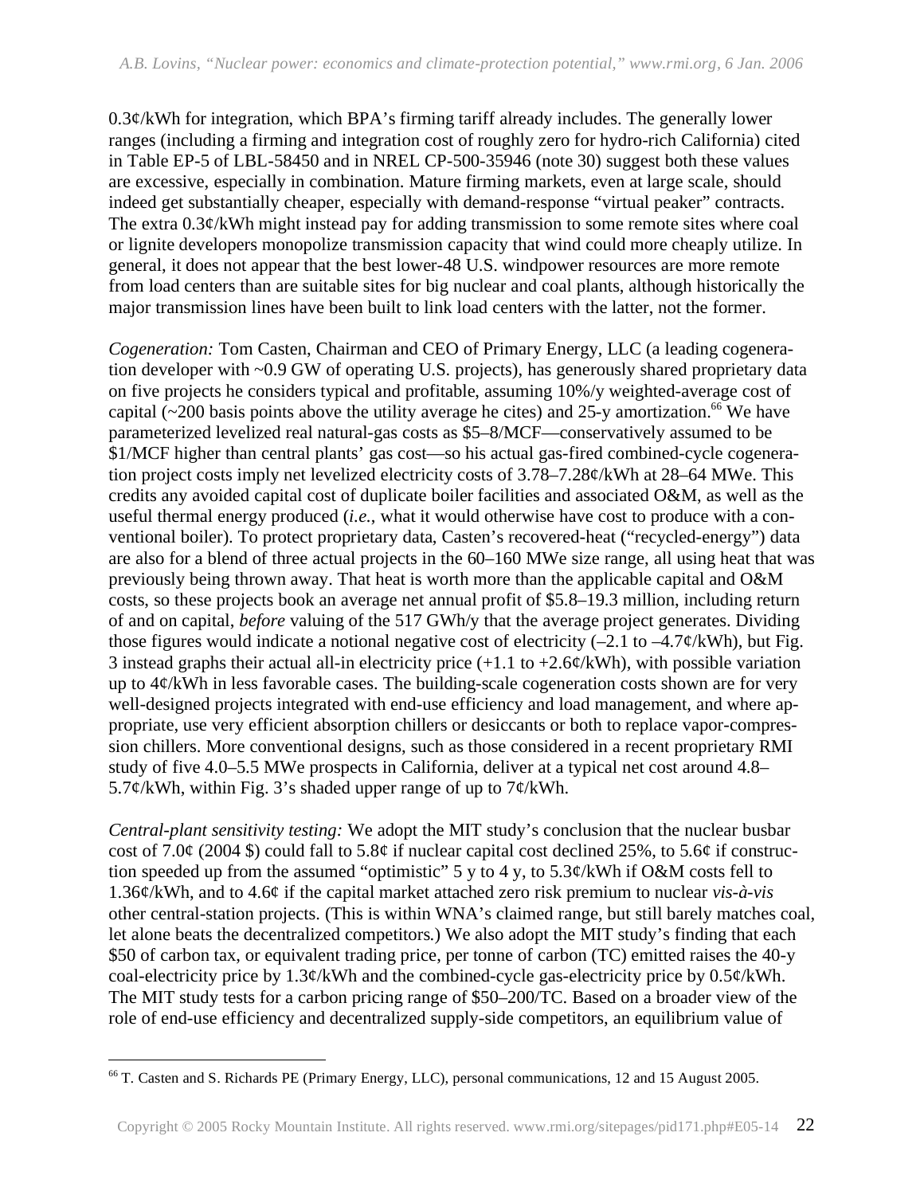0.3¢/kWh for integration, which BPA's firming tariff already includes. The generally lower ranges (including a firming and integration cost of roughly zero for hydro-rich California) cited in Table EP-5 of LBL-58450 and in NREL CP-500-35946 (note 30) suggest both these values are excessive, especially in combination. Mature firming markets, even at large scale, should indeed get substantially cheaper, especially with demand-response "virtual peaker" contracts. The extra 0.3¢/kWh might instead pay for adding transmission to some remote sites where coal or lignite developers monopolize transmission capacity that wind could more cheaply utilize. In general, it does not appear that the best lower-48 U.S. windpower resources are more remote from load centers than are suitable sites for big nuclear and coal plants, although historically the major transmission lines have been built to link load centers with the latter, not the former.

*Cogeneration:* Tom Casten, Chairman and CEO of Primary Energy, LLC (a leading cogeneration developer with ~0.9 GW of operating U.S. projects), has generously shared proprietary data on five projects he considers typical and profitable, assuming 10%/y weighted-average cost of capital (~200 basis points above the utility average he cites) and 25-y amortization.[66] We have parameterized levelized real natural-gas costs as $5–8/MCF—conservatively assumed to be $1/MCF higher than central plants' gas cost—so his actual gas-fired combined-cycle cogeneration project costs imply net levelized electricity costs of 3.78–7.28¢/kWh at 28–64 MWe. This credits any avoided capital cost of duplicate boiler facilities and associated O&M, as well as the useful thermal energy produced (*i.e.*, what it would otherwise have cost to produce with a conventional boiler). To protect proprietary data, Casten's recovered-heat ("recycled-energy") data are also for a blend of three actual projects in the 60–160 MWe size range, all using heat that was previously being thrown away. That heat is worth more than the applicable capital and O&M costs, so these projects book an average net annual profit of $5.8–19.3 million, including return of and on capital, *before* valuing of the 517 GWh/y that the average project generates. Dividing those figures would indicate a notional negative cost of electricity (–2.1 to –4.7¢/kWh), but Fig. 3 instead graphs their actual all-in electricity price (+1.1 to +2.6¢/kWh), with possible variation up to 4¢/kWh in less favorable cases. The building-scale cogeneration costs shown are for very well-designed projects integrated with end-use efficiency and load management, and where appropriate, use very efficient absorption chillers or desiccants or both to replace vapor-compression chillers. More conventional designs, such as those considered in a recent proprietary RMI study of five 4.0–5.5 MWe prospects in California, deliver at a typical net cost around 4.8–5.7¢/kWh, within Fig. 3's shaded upper range of up to 7¢/kWh.

*Central-plant sensitivity testing:* We adopt the MIT study's conclusion that the nuclear busbar cost of 7.0¢ (2004 $) could fall to 5.8¢ if nuclear capital cost declined 25%, to 5.6¢ if construction speeded up from the assumed "optimistic" 5 y to 4 y, to 5.3¢/kWh if O&M costs fell to 1.36¢/kWh, and to 4.6¢ if the capital market attached zero risk premium to nuclear *vis-à-vis* other central-station projects. (This is within WNA's claimed range, but still barely matches coal, let alone beats the decentralized competitors.) We also adopt the MIT study's finding that each $50 of carbon tax, or equivalent trading price, per tonne of carbon (TC) emitted raises the 40-y coal-electricity price by 1.3¢/kWh and the combined-cycle gas-electricity price by 0.5¢/kWh. The MIT study tests for a carbon pricing range of $50–200/TC. Based on a broader view of the role of end-use efficiency and decentralized supply-side competitors, an equilibrium value of

[66] T. Casten and S. Richards PE (Primary Energy, LLC), personal communications, 12 and 15 August 2005.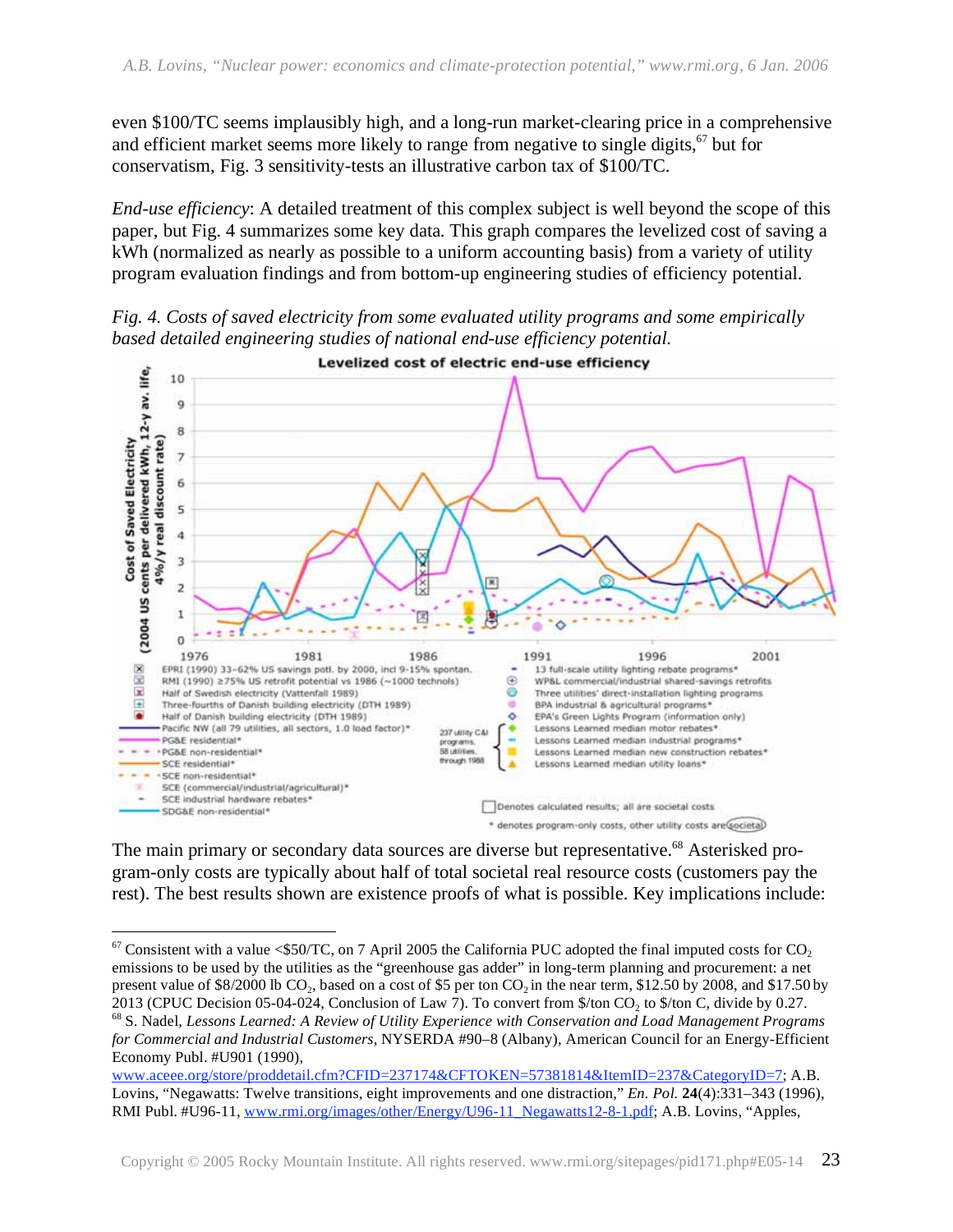even \$100/TC seems implausibly high, and a long-run market-clearing price in a comprehensive and efficient market seems more likely to range from negative to single digits,[67] but for conservatism, Fig. 3 sensitivity-tests an illustrative carbon tax of \$100/TC.

*End-use efficiency*: A detailed treatment of this complex subject is well beyond the scope of this paper, but Fig. 4 summarizes some key data. This graph compares the levelized cost of saving a kWh (normalized as nearly as possible to a uniform accounting basis) from a variety of utility program evaluation findings and from bottom-up engineering studies of efficiency potential.

*Fig. 4. Costs of saved electricity from some evaluated utility programs and some empirically based detailed engineering studies of national end-use efficiency potential.*

The main primary or secondary data sources are diverse but representative.[68] Asterisked program-only costs are typically about half of total societal real resource costs (customers pay the rest). The best results shown are existence proofs of what is possible. Key implications include:

---

[67] Consistent with a value <\$50/TC, on 7 April 2005 the California PUC adopted the final imputed costs for $CO_2$ emissions to be used by the utilities as the "greenhouse gas adder" in long-term planning and procurement: a net present value of \$8/2000 lb $CO_2$, based on a cost of \$5 per ton $CO_2$ in the near term, \$12.50 by 2008, and \$17.50 by 2013 (CPUC Decision 05-04-024, Conclusion of Law 7). To convert from \$/ton $CO_2$ to \$/ton C, divide by 0.27.

[68] S. Nadel, *Lessons Learned: A Review of Utility Experience with Conservation and Load Management Programs for Commercial and Industrial Customers*, NYSERDA #90–8 (Albany), American Council for an Energy-Efficient Economy Publ. #U901 (1990), www.aceee.org/store/proddetail.cfm?CFID=237174&CFTOKEN=57381814&ItemID=237&CategoryID=7; A.B. Lovins, "Negawatts: Twelve transitions, eight improvements and one distraction," *En. Pol.* **24**(4):331–343 (1996), RMI Publ. #U96-11, www.rmi.org/images/other/Energy/U96-11_Negawatts12-8-1.pdf; A.B. Lovins, "Apples,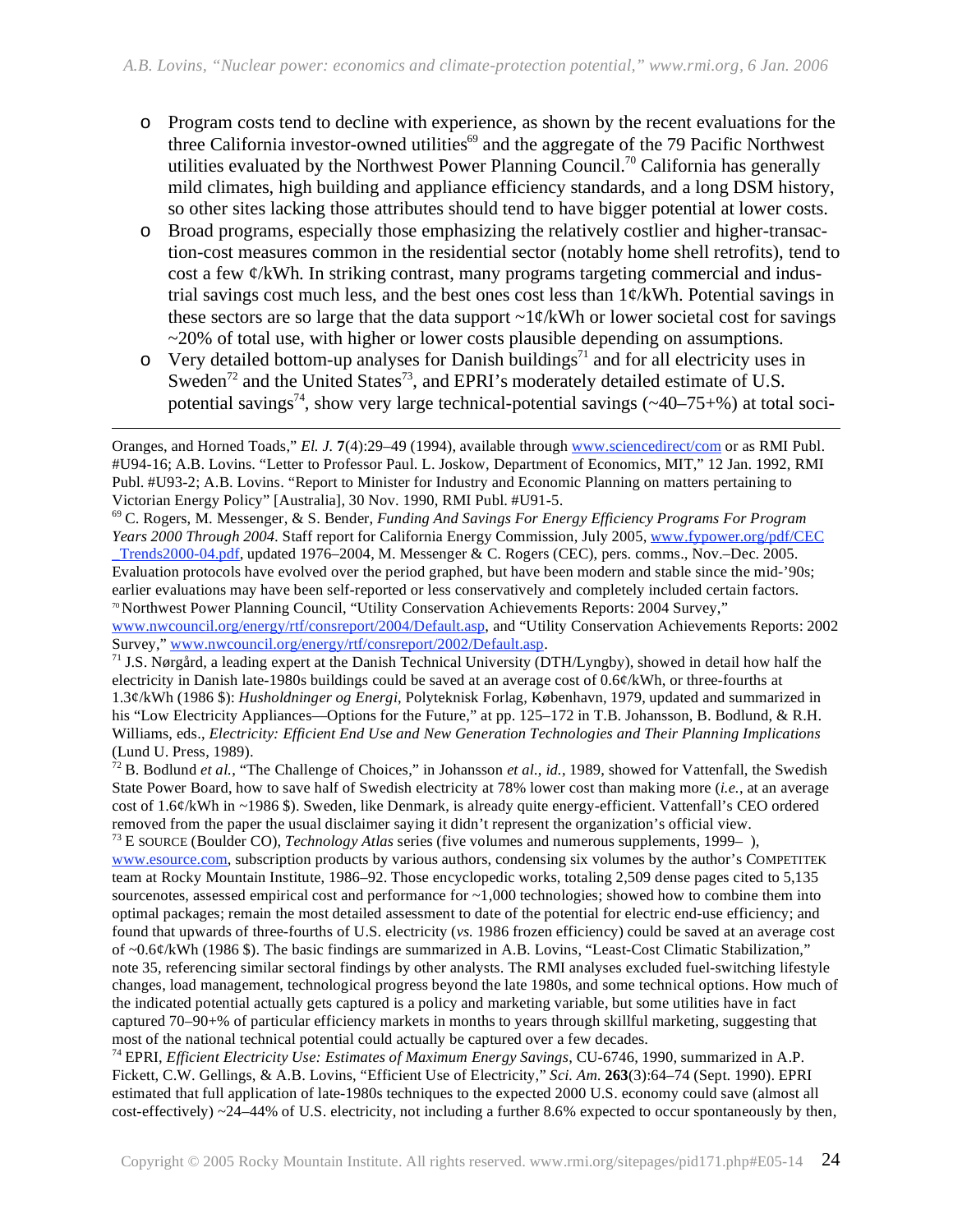- Program costs tend to decline with experience, as shown by the recent evaluations for the three California investor-owned utilities[69] and the aggregate of the 79 Pacific Northwest utilities evaluated by the Northwest Power Planning Council.[70] California has generally mild climates, high building and appliance efficiency standards, and a long DSM history, so other sites lacking those attributes should tend to have bigger potential at lower costs.
- Broad programs, especially those emphasizing the relatively costlier and higher-transaction-cost measures common in the residential sector (notably home shell retrofits), tend to cost a few ¢/kWh. In striking contrast, many programs targeting commercial and industrial savings cost much less, and the best ones cost less than 1¢/kWh. Potential savings in these sectors are so large that the data support ~1¢/kWh or lower societal cost for savings ~20% of total use, with higher or lower costs plausible depending on assumptions.
- Very detailed bottom-up analyses for Danish buildings[71] and for all electricity uses in Sweden[72] and the United States[73], and EPRI's moderately detailed estimate of U.S. potential savings[74], show very large technical-potential savings (~40–75+%) at total soci-

---

Oranges, and Horned Toads," *El. J.* **7**(4):29–49 (1994), available through www.sciencedirect/com or as RMI Publ. #U94-16; A.B. Lovins. "Letter to Professor Paul. L. Joskow, Department of Economics, MIT," 12 Jan. 1992, RMI Publ. #U93-2; A.B. Lovins. "Report to Minister for Industry and Economic Planning on matters pertaining to Victorian Energy Policy" [Australia], 30 Nov. 1990, RMI Publ. #U91-5.

[69] C. Rogers, M. Messenger, & S. Bender, *Funding And Savings For Energy Efficiency Programs For Program Years 2000 Through 2004*. Staff report for California Energy Commission, July 2005, www.fypower.org/pdf/CEC_Trends2000-04.pdf, updated 1976–2004, M. Messenger & C. Rogers (CEC), pers. comms., Nov.–Dec. 2005. Evaluation protocols have evolved over the period graphed, but have been modern and stable since the mid-'90s; earlier evaluations may have been self-reported or less conservatively and completely included certain factors.

[70] Northwest Power Planning Council, "Utility Conservation Achievements Reports: 2004 Survey," www.nwcouncil.org/energy/rtf/consreport/2004/Default.asp, and "Utility Conservation Achievements Reports: 2002 Survey," www.nwcouncil.org/energy/rtf/consreport/2002/Default.asp.

[71] J.S. Nørgård, a leading expert at the Danish Technical University (DTH/Lyngby), showed in detail how half the electricity in Danish late-1980s buildings could be saved at an average cost of 0.6¢/kWh, or three-fourths at 1.3¢/kWh (1986 $): *Husholdninger og Energi*, Polyteknisk Forlag, København, 1979, updated and summarized in his "Low Electricity Appliances—Options for the Future," at pp. 125–172 in T.B. Johansson, B. Bodlund, & R.H. Williams, eds., *Electricity: Efficient End Use and New Generation Technologies and Their Planning Implications* (Lund U. Press, 1989).

[72] B. Bodlund *et al.*, "The Challenge of Choices," in Johansson *et al.*, *id.*, 1989, showed for Vattenfall, the Swedish State Power Board, how to save half of Swedish electricity at 78% lower cost than making more (*i.e.*, at an average cost of 1.6¢/kWh in ~1986 $). Sweden, like Denmark, is already quite energy-efficient. Vattenfall's CEO ordered removed from the paper the usual disclaimer saying it didn't represent the organization's official view.

[73] E SOURCE (Boulder CO), *Technology Atlas* series (five volumes and numerous supplements, 1999– ), www.esource.com, subscription products by various authors, condensing six volumes by the author's COMPETITEK team at Rocky Mountain Institute, 1986–92. Those encyclopedic works, totaling 2,509 dense pages cited to 5,135 sourcenotes, assessed empirical cost and performance for ~1,000 technologies; showed how to combine them into optimal packages; remain the most detailed assessment to date of the potential for electric end-use efficiency; and found that upwards of three-fourths of U.S. electricity (*vs.* 1986 frozen efficiency) could be saved at an average cost of ~0.6¢/kWh (1986 $). The basic findings are summarized in A.B. Lovins, "Least-Cost Climatic Stabilization," note 35, referencing similar sectoral findings by other analysts. The RMI analyses excluded fuel-switching lifestyle changes, load management, technological progress beyond the late 1980s, and some technical options. How much of the indicated potential actually gets captured is a policy and marketing variable, but some utilities have in fact captured 70–90+% of particular efficiency markets in months to years through skillful marketing, suggesting that most of the national technical potential could actually be captured over a few decades.

[74] EPRI, *Efficient Electricity Use: Estimates of Maximum Energy Savings*, CU-6746, 1990, summarized in A.P. Fickett, C.W. Gellings, & A.B. Lovins, "Efficient Use of Electricity," *Sci. Am.* **263**(3):64–74 (Sept. 1990). EPRI estimated that full application of late-1980s techniques to the expected 2000 U.S. economy could save (almost all cost-effectively) ~24–44% of U.S. electricity, not including a further 8.6% expected to occur spontaneously by then,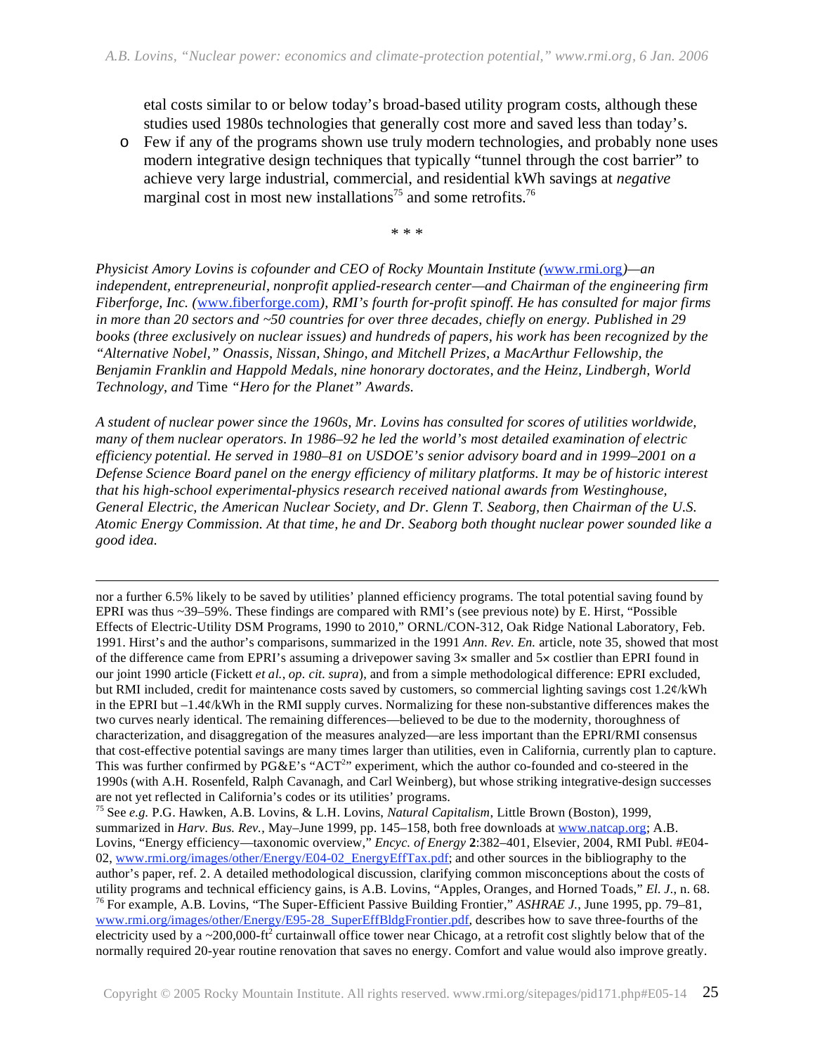etal costs similar to or below today's broad-based utility program costs, although these studies used 1980s technologies that generally cost more and saved less than today's.

- Few if any of the programs shown use truly modern technologies, and probably none uses modern integrative design techniques that typically "tunnel through the cost barrier" to achieve very large industrial, commercial, and residential kWh savings at *negative* marginal cost in most new installations[75] and some retrofits.[76]

\* \* \*

*Physicist Amory Lovins is cofounder and CEO of Rocky Mountain Institute (*[www.rmi.org](www.rmi.org)*)—an independent, entrepreneurial, nonprofit applied-research center—and Chairman of the engineering firm Fiberforge, Inc. (*[www.fiberforge.com](www.fiberforge.com)*), RMI's fourth for-profit spinoff. He has consulted for major firms in more than 20 sectors and ~50 countries for over three decades, chiefly on energy. Published in 29 books (three exclusively on nuclear issues) and hundreds of papers, his work has been recognized by the "Alternative Nobel," Onassis, Nissan, Shingo, and Mitchell Prizes, a MacArthur Fellowship, the Benjamin Franklin and Happold Medals, nine honorary doctorates, and the Heinz, Lindbergh, World Technology, and* Time *"Hero for the Planet" Awards.*

*A student of nuclear power since the 1960s, Mr. Lovins has consulted for scores of utilities worldwide, many of them nuclear operators. In 1986–92 he led the world's most detailed examination of electric efficiency potential. He served in 1980–81 on USDOE's senior advisory board and in 1999–2001 on a Defense Science Board panel on the energy efficiency of military platforms. It may be of historic interest that his high-school experimental-physics research received national awards from Westinghouse, General Electric, the American Nuclear Society, and Dr. Glenn T. Seaborg, then Chairman of the U.S. Atomic Energy Commission. At that time, he and Dr. Seaborg both thought nuclear power sounded like a good idea.*

---

nor a further 6.5% likely to be saved by utilities' planned efficiency programs. The total potential saving found by EPRI was thus ~39–59%. These findings are compared with RMI's (see previous note) by E. Hirst, "Possible Effects of Electric-Utility DSM Programs, 1990 to 2010," ORNL/CON-312, Oak Ridge National Laboratory, Feb. 1991. Hirst's and the author's comparisons, summarized in the 1991 *Ann. Rev. En.* article, note 35, showed that most of the difference came from EPRI's assuming a drivepower saving 3× smaller and 5× costlier than EPRI found in our joint 1990 article (Fickett *et al.*, *op. cit. supra*), and from a simple methodological difference: EPRI excluded, but RMI included, credit for maintenance costs saved by customers, so commercial lighting savings cost 1.2¢/kWh in the EPRI but –1.4¢/kWh in the RMI supply curves. Normalizing for these non-substantive differences makes the two curves nearly identical. The remaining differences—believed to be due to the modernity, thoroughness of characterization, and disaggregation of the measures analyzed—are less important than the EPRI/RMI consensus that cost-effective potential savings are many times larger than utilities, even in California, currently plan to capture. This was further confirmed by PG&E's "ACT$^2$" experiment, which the author co-founded and co-steered in the 1990s (with A.H. Rosenfeld, Ralph Cavanagh, and Carl Weinberg), but whose striking integrative-design successes are not yet reflected in California's codes or its utilities' programs.

[75] See *e.g.* P.G. Hawken, A.B. Lovins, & L.H. Lovins, *Natural Capitalism*, Little Brown (Boston), 1999, summarized in *Harv. Bus. Rev.*, May–June 1999, pp. 145–158, both free downloads at [www.natcap.org](www.natcap.org); A.B. Lovins, "Energy efficiency—taxonomic overview," *Encyc. of Energy* **2**:382–401, Elsevier, 2004, RMI Publ. #E04-02, [www.rmi.org/images/other/Energy/E04-02_EnergyEffTax.pdf](www.rmi.org/images/other/Energy/E04-02_EnergyEffTax.pdf); and other sources in the bibliography to the author's paper, ref. 2. A detailed methodological discussion, clarifying common misconceptions about the costs of utility programs and technical efficiency gains, is A.B. Lovins, "Apples, Oranges, and Horned Toads," *El. J.*, n. 68.

[76] For example, A.B. Lovins, "The Super-Efficient Passive Building Frontier," *ASHRAE J.*, June 1995, pp. 79–81, [www.rmi.org/images/other/Energy/E95-28_SuperEffBldgFrontier.pdf](www.rmi.org/images/other/Energy/E95-28_SuperEffBldgFrontier.pdf), describes how to save three-fourths of the electricity used by a ~200,000-ft$^2$ curtainwall office tower near Chicago, at a retrofit cost slightly below that of the normally required 20-year routine renovation that saves no energy. Comfort and value would also improve greatly.